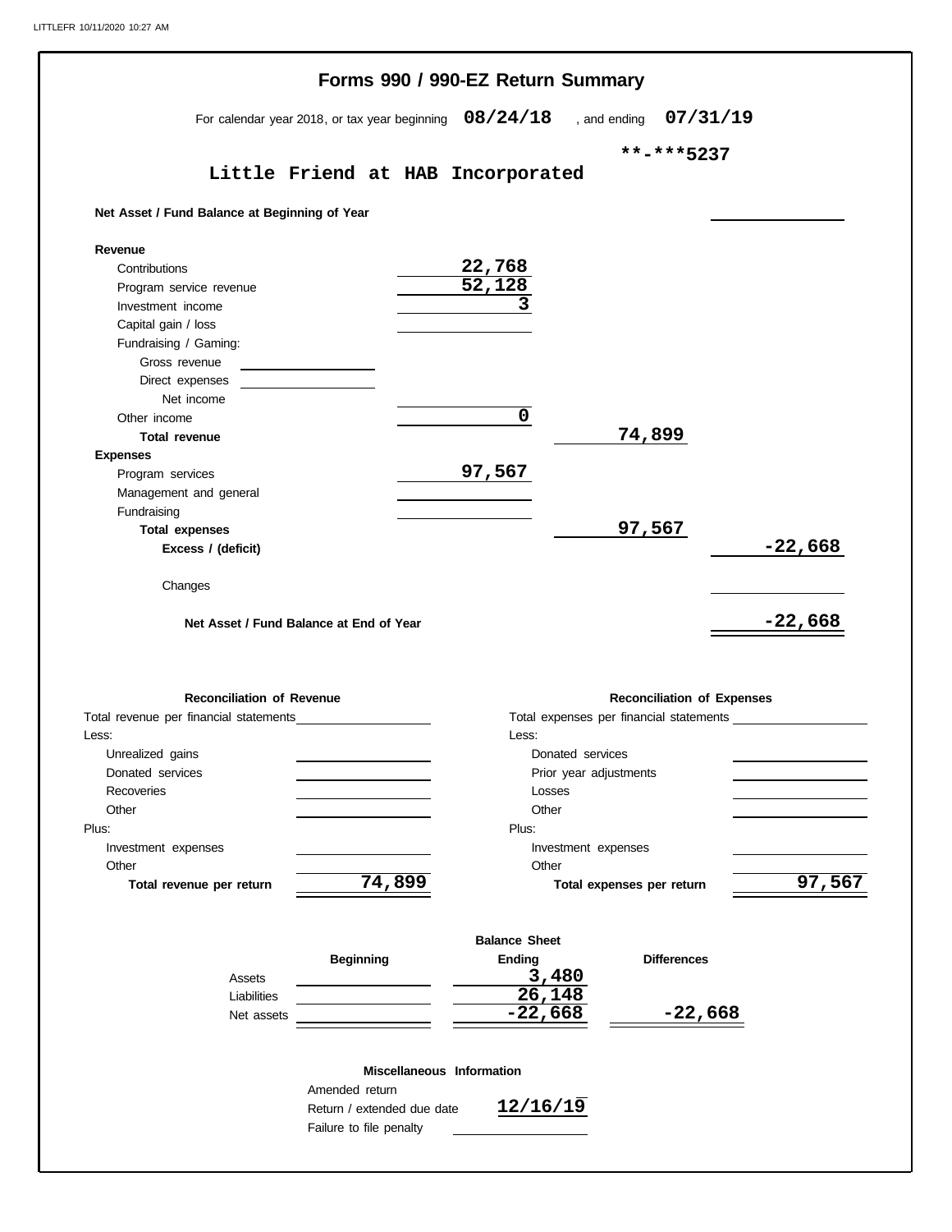# Forms 990 / 990-EZ Return Summary

For calendar year 2018, or tax year beginning **08/24/18** , and ending **07/31/19**

**Little Friend at HAB Incorporated** **\*\*-\*\*\*5237**

| | | | |
|---|---|---|---|
| **Net Asset / Fund Balance at Beginning of Year** | | | |
| **Revenue** | | | |
| Contributions | 22,768 | | |
| Program service revenue | 52,128 | | |
| Investment income | 3 | | |
| Capital gain / loss | | | |
| Fundraising / Gaming: | | | |
| Gross revenue | | | |
| Direct expenses | | | |
| Net income | | | |
| Other income | 0 | | |
| **Total revenue** | | 74,899 | |
| **Expenses** | | | |
| Program services | 97,567 | | |
| Management and general | | | |
| Fundraising | | | |
| **Total expenses** | | 97,567 | |
| **Excess / (deficit)** | | | -22,668 |
| Changes | | | |
| **Net Asset / Fund Balance at End of Year** | | | -22,668 |

| Reconciliation of Revenue | | Reconciliation of Expenses | |
|---|---|---|---|
| Total revenue per financial statements | | Total expenses per financial statements | |
| Less: | | Less: | |
| Unrealized gains | | Donated services | |
| Donated services | | Prior year adjustments | |
| Recoveries | | Losses | |
| Other | | Other | |
| Plus: | | Plus: | |
| Investment expenses | | Investment expenses | |
| Other | | Other | |
| **Total revenue per return** | 74,899 | **Total expenses per return** | 97,567 |

**Balance Sheet**

| | Beginning | Ending | Differences |
|---|---|---|---|
| Assets | | 3,480 | |
| Liabilities | | 26,148 | |
| Net assets | | -22,668 | -22,668 |

**Miscellaneous Information**

| | |
|---|---|
| Amended return | |
| Return / extended due date | 12/16/19 |
| Failure to file penalty | |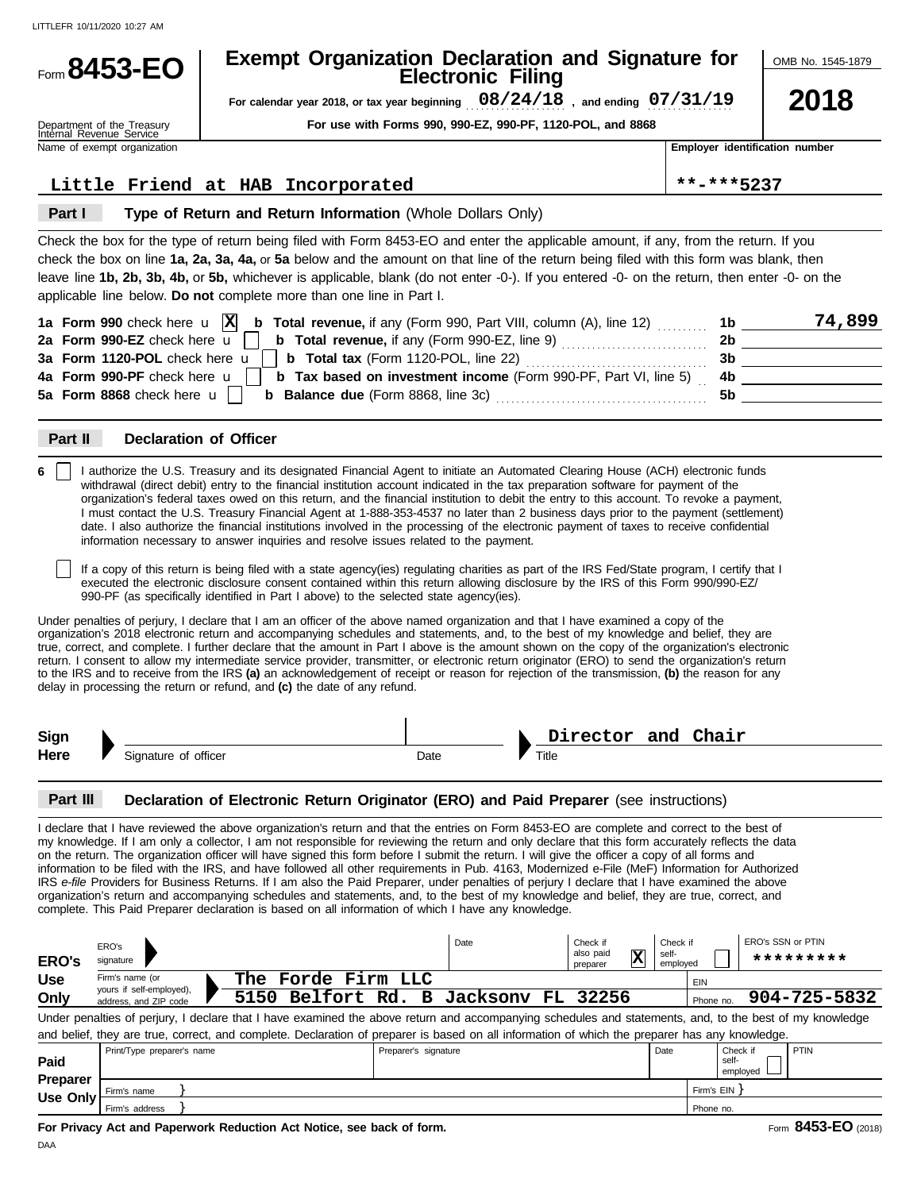LITTLEFR 10/11/2020 10:27 AM

# Form 8453-EO

## Exempt Organization Declaration and Signature for Electronic Filing

OMB No. 1545-1879

**2018**

For calendar year 2018, or tax year beginning 08/24/18 , and ending 07/31/19

For use with Forms 990, 990-EZ, 990-PF, 1120-POL, and 8868

Department of the Treasury
Internal Revenue Service

| Name of exempt organization | Employer identification number |
|---|---|
| Little Friend at HAB Incorporated | **-***5237 |

### Part I — Type of Return and Return Information (Whole Dollars Only)

Check the box for the type of return being filed with Form 8453-EO and enter the applicable amount, if any, from the return. If you check the box on line **1a, 2a, 3a, 4a,** or **5a** below and the amount on that line of the return being filed with this form was blank, then leave line **1b, 2b, 3b, 4b,** or **5b,** whichever is applicable, blank (do not enter -0-). If you entered -0- on the return, then enter -0- on the applicable line below. **Do not** complete more than one line in Part I.

| | | | |
|---|---|---|---|
| **1a Form 990** check here [X] | **b Total revenue,** if any (Form 990, Part VIII, column (A), line 12) | 1b | 74,899 |
| **2a Form 990-EZ** check here [ ] | **b Total revenue,** if any (Form 990-EZ, line 9) | 2b | |
| **3a Form 1120-POL** check here [ ] | **b Total tax** (Form 1120-POL, line 22) | 3b | |
| **4a Form 990-PF** check here [ ] | **b Tax based on investment income** (Form 990-PF, Part VI, line 5) | 4b | |
| **5a Form 8868** check here [ ] | **b Balance due** (Form 8868, line 3c) | 5b | |

### Part II — Declaration of Officer

**6** [ ] I authorize the U.S. Treasury and its designated Financial Agent to initiate an Automated Clearing House (ACH) electronic funds withdrawal (direct debit) entry to the financial institution account indicated in the tax preparation software for payment of the organization's federal taxes owed on this return, and the financial institution to debit the entry to this account. To revoke a payment, I must contact the U.S. Treasury Financial Agent at 1-888-353-4537 no later than 2 business days prior to the payment (settlement) date. I also authorize the financial institutions involved in the processing of the electronic payment of taxes to receive confidential information necessary to answer inquiries and resolve issues related to the payment.

[ ] If a copy of this return is being filed with a state agency(ies) regulating charities as part of the IRS Fed/State program, I certify that I executed the electronic disclosure consent contained within this return allowing disclosure by the IRS of this Form 990/990-EZ/990-PF (as specifically identified in Part I above) to the selected state agency(ies).

Under penalties of perjury, I declare that I am an officer of the above named organization and that I have examined a copy of the organization's 2018 electronic return and accompanying schedules and statements, and, to the best of my knowledge and belief, they are true, correct, and complete. I further declare that the amount in Part I above is the amount shown on the copy of the organization's electronic return. I consent to allow my intermediate service provider, transmitter, or electronic return originator (ERO) to send the organization's return to the IRS and to receive from the IRS **(a)** an acknowledgement of receipt or reason for rejection of the transmission, **(b)** the reason for any delay in processing the return or refund, and **(c)** the date of any refund.

**Sign Here**

| Signature of officer | Date | Title |
|---|---|---|
| | | Director and Chair |

### Part III — Declaration of Electronic Return Originator (ERO) and Paid Preparer (see instructions)

I declare that I have reviewed the above organization's return and that the entries on Form 8453-EO are complete and correct to the best of my knowledge. If I am only a collector, I am not responsible for reviewing the return and only declare that this form accurately reflects the data on the return. The organization officer will have signed this form before I submit the return. I will give the officer a copy of all forms and information to be filed with the IRS, and have followed all other requirements in Pub. 4163, Modernized e-File (MeF) Information for Authorized IRS *e-file* Providers for Business Returns. If I am also the Paid Preparer, under penalties of perjury I declare that I have examined the above organization's return and accompanying schedules and statements, and, to the best of my knowledge and belief, they are true, correct, and complete. This Paid Preparer declaration is based on all information of which I have any knowledge.

**ERO's Use Only**

| ERO's signature | Date | Check if also paid preparer | Check if self-employed | ERO's SSN or PTIN |
|---|---|---|---|---|
| | | [X] | [ ] | ********* |

| Firm's name (or yours if self-employed), address, and ZIP code | | EIN | |
|---|---|---|---|
| The Forde Firm LLC | | | |
| 5150 Belfort Rd. B Jacksonv FL 32256 | | Phone no. | 904-725-5832 |

Under penalties of perjury, I declare that I have examined the above return and accompanying schedules and statements, and, to the best of my knowledge and belief, they are true, correct, and complete. Declaration of preparer is based on all information of which the preparer has any knowledge.

**Paid Preparer Use Only**

| Print/Type preparer's name | Preparer's signature | Date | Check if self-employed | PTIN |
|---|---|---|---|---|
| | | | [ ] | |
| Firm's name | | | Firm's EIN | |
| Firm's address | | | Phone no. | |

**For Privacy Act and Paperwork Reduction Act Notice, see back of form.**

Form **8453-EO** (2018)

DAA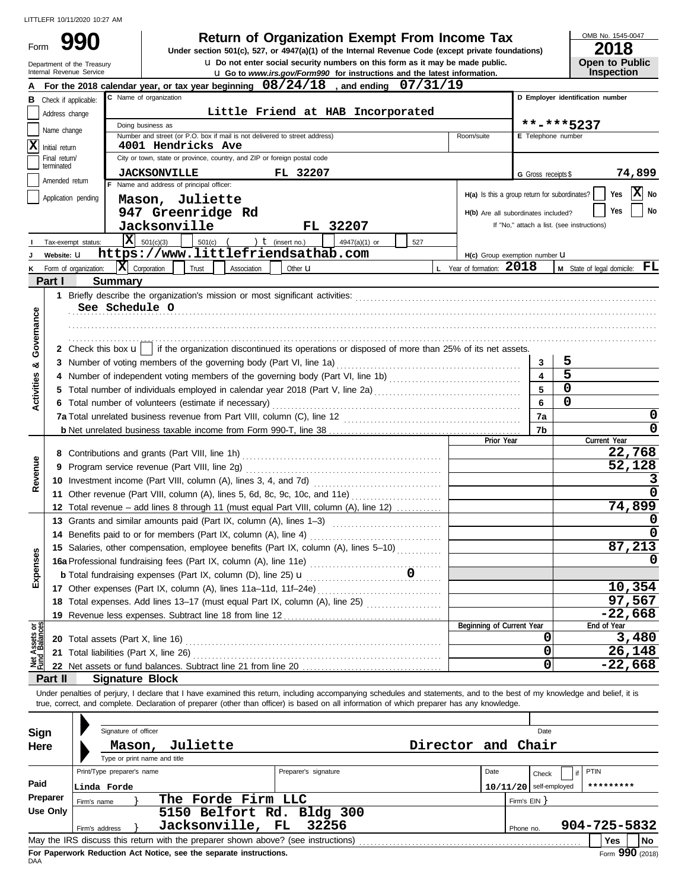LITTLEFR 10/11/2020 10:27 AM

Form **990**

Department of the Treasury
Internal Revenue Service

# Return of Organization Exempt From Income Tax

**Under section 501(c), 527, or 4947(a)(1) of the Internal Revenue Code (except private foundations)**

u Do not enter social security numbers on this form as it may be made public.

u Go to *www.irs.gov/Form990* for instructions and the latest information.

OMB No. 1545-0047

**2018**

**Open to Public Inspection**

**A** For the 2018 calendar year, or tax year beginning **08/24/18** , and ending **07/31/19**

**B** Check if applicable:
- Address change
- Name change
- [X] Initial return
- Final return/terminated
- Amended return
- Application pending

**C** Name of organization: **Little Friend at HAB Incorporated**

Doing business as

Number and street (or P.O. box if mail is not delivered to street address): **4001 Hendricks Ave** Room/suite

City or town, state or province, country, and ZIP or foreign postal code: **JACKSONVILLE FL 32207**

**D** Employer identification number: **\*\*-\*\*\*5237**

**E** Telephone number

**G** Gross receipts $ **74,899**

**F** Name and address of principal officer:
**Mason, Juliette**
**947 Greenridge Rd**
**Jacksonville FL 32207**

H(a) Is this a group return for subordinates? Yes [X] No

H(b) Are all subordinates included? Yes No

If "No," attach a list. (see instructions)

**I** Tax-exempt status: [X] 501(c)(3) 501(c) ( ) t (insert no.) 4947(a)(1) or 527

**J** Website: u **https://www.littlefriendsathab.com**

H(c) Group exemption number u

**K** Form of organization: [X] Corporation Trust Association Other u

**L** Year of formation: **2018**

**M** State of legal domicile: **FL**

## Part I Summary

**Activities & Governance**

1 Briefly describe the organization's mission or most significant activities:
**See Schedule O**

2 Check this box u [ ] if the organization discontinued its operations or disposed of more than 25% of its net assets.

| | | | |
|---|---|---|---|
| 3 | Number of voting members of the governing body (Part VI, line 1a) | 3 | 5 |
| 4 | Number of independent voting members of the governing body (Part VI, line 1b) | 4 | 5 |
| 5 | Total number of individuals employed in calendar year 2018 (Part V, line 2a) | 5 | 0 |
| 6 | Total number of volunteers (estimate if necessary) | 6 | 0 |
| 7a | Total unrelated business revenue from Part VIII, column (C), line 12 | 7a | 0 |
| b | Net unrelated business taxable income from Form 990-T, line 38 | 7b | 0 |

| | | Prior Year | Current Year |
|---|---|---|---|
| **Revenue** | | | |
| 8 | Contributions and grants (Part VIII, line 1h) | | 22,768 |
| 9 | Program service revenue (Part VIII, line 2g) | | 52,128 |
| 10 | Investment income (Part VIII, column (A), lines 3, 4, and 7d) | | 3 |
| 11 | Other revenue (Part VIII, column (A), lines 5, 6d, 8c, 9c, 10c, and 11e) | | 0 |
| 12 | Total revenue – add lines 8 through 11 (must equal Part VIII, column (A), line 12) | | 74,899 |
| **Expenses** | | | |
| 13 | Grants and similar amounts paid (Part IX, column (A), lines 1–3) | | 0 |
| 14 | Benefits paid to or for members (Part IX, column (A), line 4) | | 0 |
| 15 | Salaries, other compensation, employee benefits (Part IX, column (A), lines 5–10) | | 87,213 |
| 16a | Professional fundraising fees (Part IX, column (A), line 11e) | | 0 |
| b | Total fundraising expenses (Part IX, column (D), line 25) u 0 | | |
| 17 | Other expenses (Part IX, column (A), lines 11a–11d, 11f–24e) | | 10,354 |
| 18 | Total expenses. Add lines 13–17 (must equal Part IX, column (A), line 25) | | 97,567 |
| 19 | Revenue less expenses. Subtract line 18 from line 12 | | -22,668 |

| **Net Assets or Fund Balances** | | Beginning of Current Year | End of Year |
|---|---|---|---|
| 20 | Total assets (Part X, line 16) | 0 | 3,480 |
| 21 | Total liabilities (Part X, line 26) | 0 | 26,148 |
| 22 | Net assets or fund balances. Subtract line 21 from line 20 | 0 | -22,668 |

## Part II Signature Block

Under penalties of perjury, I declare that I have examined this return, including accompanying schedules and statements, and to the best of my knowledge and belief, it is true, correct, and complete. Declaration of preparer (other than officer) is based on all information of which preparer has any knowledge.

**Sign Here**

Signature of officer Date

**Mason, Juliette Director and Chair**

Type or print name and title

**Paid Preparer Use Only**

| Print/Type preparer's name | Preparer's signature | Date | Check if self-employed | PTIN |
|---|---|---|---|---|
| Linda Forde | | 10/11/20 | | \*\*\*\*\*\*\*\*\* |

Firm's name } **The Forde Firm LLC** Firm's EIN }

Firm's address } **5150 Belfort Rd. Bldg 300 Jacksonville, FL 32256** Phone no. **904-725-5832**

May the IRS discuss this return with the preparer shown above? (see instructions) Yes No

**For Paperwork Reduction Act Notice, see the separate instructions.**

DAA Form **990** (2018)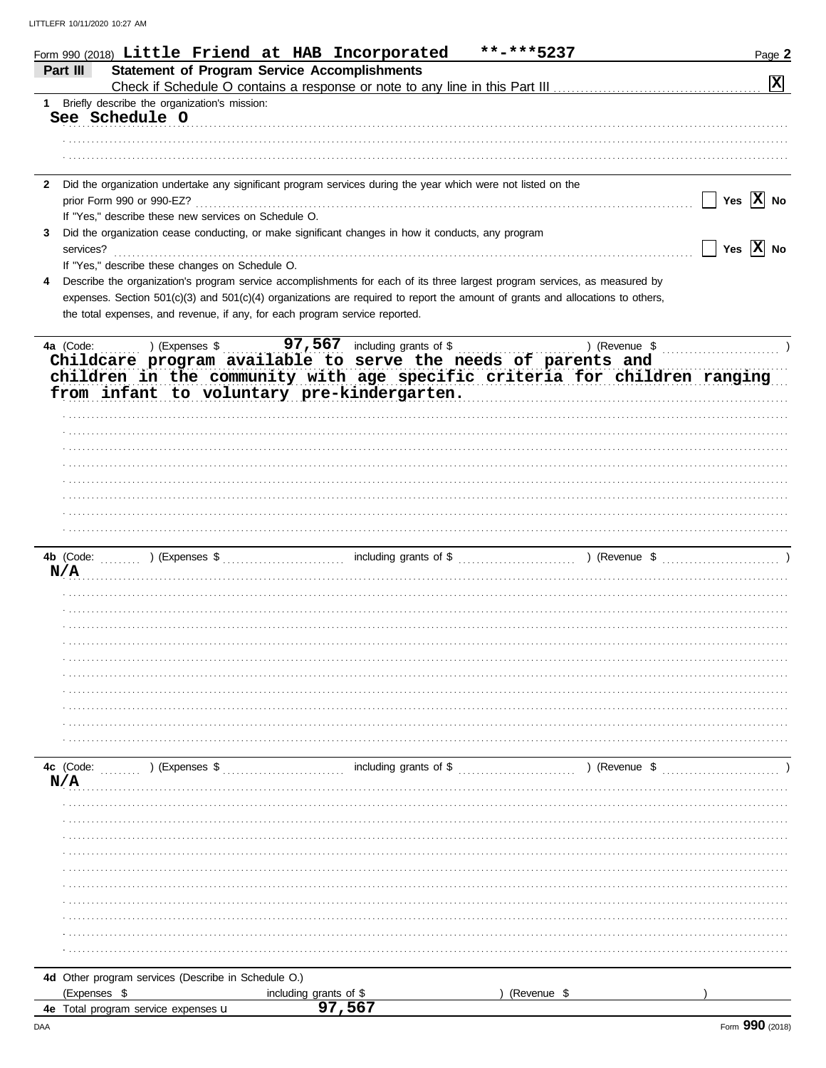Form 990 (2018) **Little Friend at HAB Incorporated** **-***5237

## Part III Statement of Program Service Accomplishments

Check if Schedule O contains a response or note to any line in this Part III [X]

**1** Briefly describe the organization's mission:

See Schedule O

**2** Did the organization undertake any significant program services during the year which were not listed on the prior Form 990 or 990-EZ? [ ] Yes [X] No

If "Yes," describe these new services on Schedule O.

**3** Did the organization cease conducting, or make significant changes in how it conducts, any program services? [ ] Yes [X] No

If "Yes," describe these changes on Schedule O.

**4** Describe the organization's program service accomplishments for each of its three largest program services, as measured by expenses. Section 501(c)(3) and 501(c)(4) organizations are required to report the amount of grants and allocations to others, the total expenses, and revenue, if any, for each program service reported.

**4a** (Code: ) (Expenses $ 97,567 including grants of $ ) (Revenue $ )

Childcare program available to serve the needs of parents and children in the community with age specific criteria for children ranging from infant to voluntary pre-kindergarten.

**4b** (Code: ) (Expenses $ including grants of $ ) (Revenue $ )

N/A

**4c** (Code: ) (Expenses $ including grants of $ ) (Revenue $ )

N/A

**4d** Other program services (Describe in Schedule O.)

(Expenses $ including grants of $ ) (Revenue $ )

**4e** Total program service expenses 97,567

Form **990** (2018)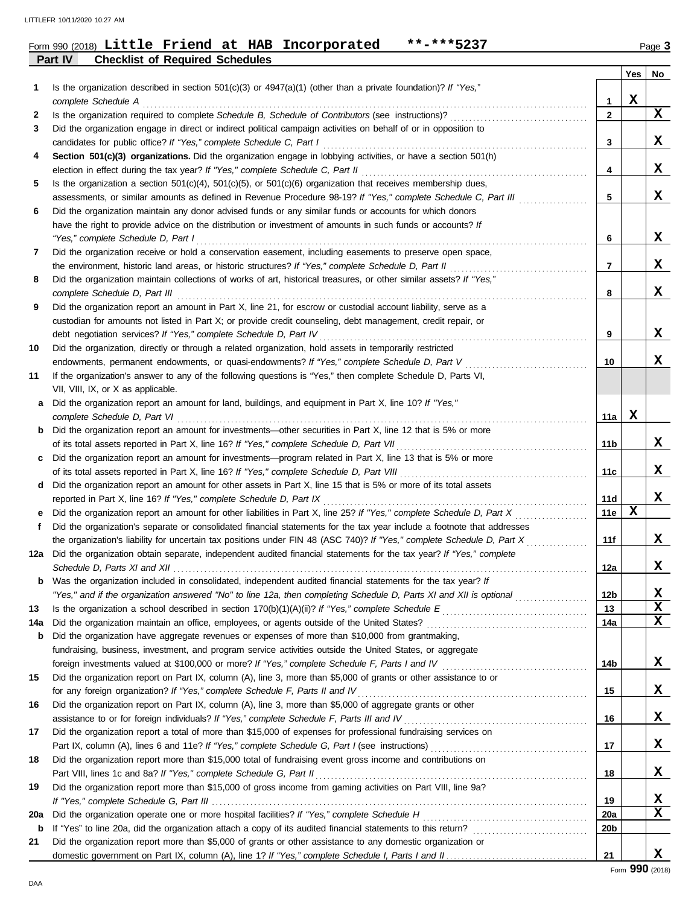Form 990 (2018) **Little Friend at HAB Incorporated** **-***5237 Page 3

## Part IV Checklist of Required Schedules

| | | | Yes | No |
|---|---|---|---|---|
| **1** | Is the organization described in section 501(c)(3) or 4947(a)(1) (other than a private foundation)? *If "Yes," complete Schedule A* | 1 | X | |
| **2** | Is the organization required to complete *Schedule B, Schedule of Contributors* (see instructions)? | 2 | | X |
| **3** | Did the organization engage in direct or indirect political campaign activities on behalf of or in opposition to candidates for public office? *If "Yes," complete Schedule C, Part I* | 3 | | X |
| **4** | **Section 501(c)(3) organizations.** Did the organization engage in lobbying activities, or have a section 501(h) election in effect during the tax year? *If "Yes," complete Schedule C, Part II* | 4 | | X |
| **5** | Is the organization a section 501(c)(4), 501(c)(5), or 501(c)(6) organization that receives membership dues, assessments, or similar amounts as defined in Revenue Procedure 98-19? *If "Yes," complete Schedule C, Part III* | 5 | | X |
| **6** | Did the organization maintain any donor advised funds or any similar funds or accounts for which donors have the right to provide advice on the distribution or investment of amounts in such funds or accounts? *If "Yes," complete Schedule D, Part I* | 6 | | X |
| **7** | Did the organization receive or hold a conservation easement, including easements to preserve open space, the environment, historic land areas, or historic structures? *If "Yes," complete Schedule D, Part II* | 7 | | X |
| **8** | Did the organization maintain collections of works of art, historical treasures, or other similar assets? *If "Yes," complete Schedule D, Part III* | 8 | | X |
| **9** | Did the organization report an amount in Part X, line 21, for escrow or custodial account liability, serve as a custodian for amounts not listed in Part X; or provide credit counseling, debt management, credit repair, or debt negotiation services? *If "Yes," complete Schedule D, Part IV* | 9 | | X |
| **10** | Did the organization, directly or through a related organization, hold assets in temporarily restricted endowments, permanent endowments, or quasi-endowments? *If "Yes," complete Schedule D, Part V* | 10 | | X |
| **11** | If the organization's answer to any of the following questions is "Yes," then complete Schedule D, Parts VI, VII, VIII, IX, or X as applicable. | | | |
| **a** | Did the organization report an amount for land, buildings, and equipment in Part X, line 10? *If "Yes," complete Schedule D, Part VI* | 11a | X | |
| **b** | Did the organization report an amount for investments—other securities in Part X, line 12 that is 5% or more of its total assets reported in Part X, line 16? *If "Yes," complete Schedule D, Part VII* | 11b | | X |
| **c** | Did the organization report an amount for investments—program related in Part X, line 13 that is 5% or more of its total assets reported in Part X, line 16? *If "Yes," complete Schedule D, Part VIII* | 11c | | X |
| **d** | Did the organization report an amount for other assets in Part X, line 15 that is 5% or more of its total assets reported in Part X, line 16? *If "Yes," complete Schedule D, Part IX* | 11d | | X |
| **e** | Did the organization report an amount for other liabilities in Part X, line 25? *If "Yes," complete Schedule D, Part X* | 11e | X | |
| **f** | Did the organization's separate or consolidated financial statements for the tax year include a footnote that addresses the organization's liability for uncertain tax positions under FIN 48 (ASC 740)? *If "Yes," complete Schedule D, Part X* | 11f | | X |
| **12a** | Did the organization obtain separate, independent audited financial statements for the tax year? *If "Yes," complete Schedule D, Parts XI and XII* | 12a | | X |
| **b** | Was the organization included in consolidated, independent audited financial statements for the tax year? *If "Yes," and if the organization answered "No" to line 12a, then completing Schedule D, Parts XI and XII is optional* | 12b | | X |
| **13** | Is the organization a school described in section 170(b)(1)(A)(ii)? *If "Yes," complete Schedule E* | 13 | | X |
| **14a** | Did the organization maintain an office, employees, or agents outside of the United States? | 14a | | X |
| **b** | Did the organization have aggregate revenues or expenses of more than $10,000 from grantmaking, fundraising, business, investment, and program service activities outside the United States, or aggregate foreign investments valued at $100,000 or more? *If "Yes," complete Schedule F, Parts I and IV* | 14b | | X |
| **15** | Did the organization report on Part IX, column (A), line 3, more than $5,000 of grants or other assistance to or for any foreign organization? *If "Yes," complete Schedule F, Parts II and IV* | 15 | | X |
| **16** | Did the organization report on Part IX, column (A), line 3, more than $5,000 of aggregate grants or other assistance to or for foreign individuals? *If "Yes," complete Schedule F, Parts III and IV* | 16 | | X |
| **17** | Did the organization report a total of more than $15,000 of expenses for professional fundraising services on Part IX, column (A), lines 6 and 11e? *If "Yes," complete Schedule G, Part I* (see instructions) | 17 | | X |
| **18** | Did the organization report more than $15,000 total of fundraising event gross income and contributions on Part VIII, lines 1c and 8a? *If "Yes," complete Schedule G, Part II* | 18 | | X |
| **19** | Did the organization report more than $15,000 of gross income from gaming activities on Part VIII, line 9a? *If "Yes," complete Schedule G, Part III* | 19 | | X |
| **20a** | Did the organization operate one or more hospital facilities? *If "Yes," complete Schedule H* | 20a | | X |
| **b** | If "Yes" to line 20a, did the organization attach a copy of its audited financial statements to this return? | 20b | | |
| **21** | Did the organization report more than $5,000 of grants or other assistance to any domestic organization or domestic government on Part IX, column (A), line 1? *If "Yes," complete Schedule I, Parts I and II* | 21 | | X |

Form **990** (2018)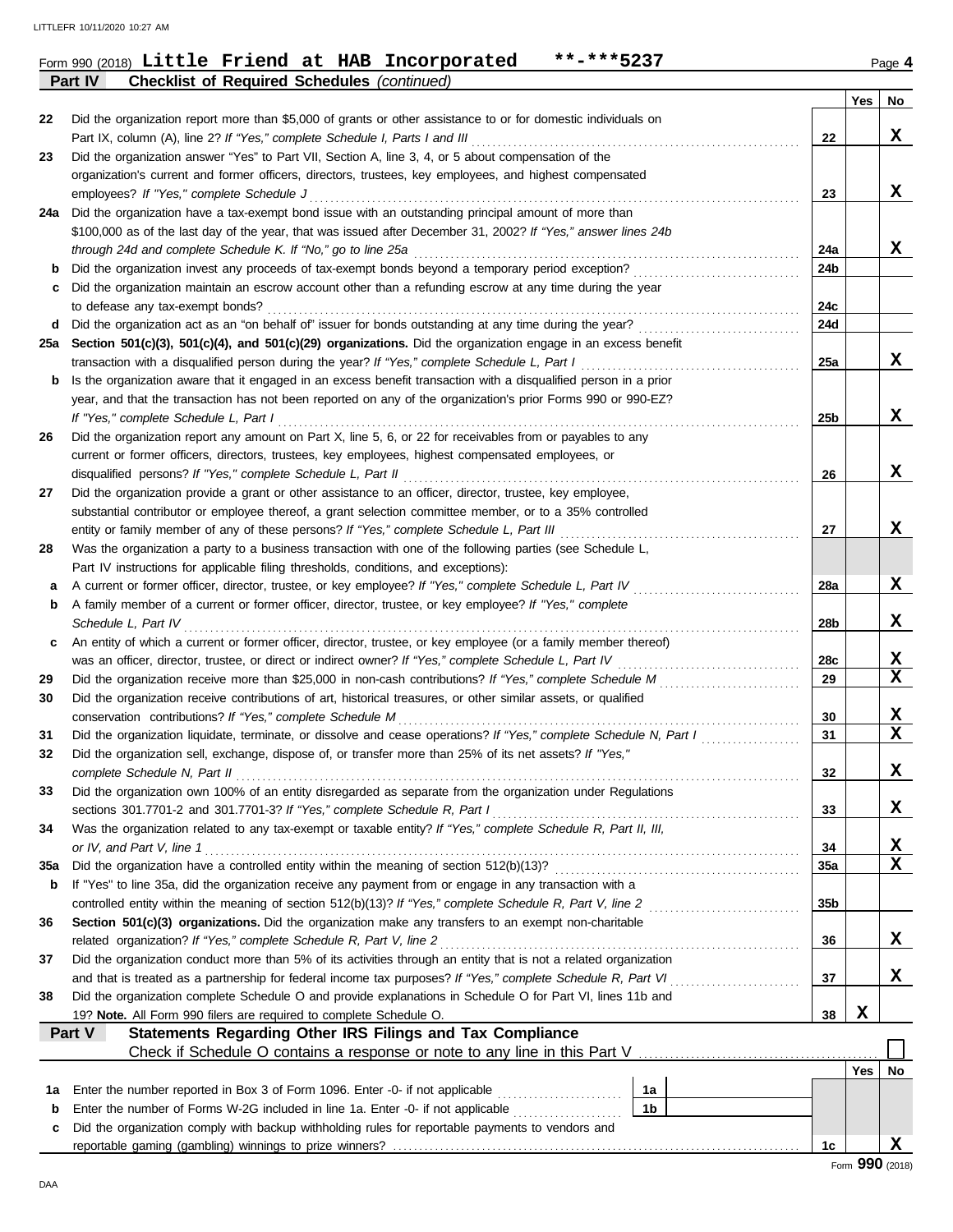Form 990 (2018) **Little Friend at HAB Incorporated** **-***5237 Page 4

**Part IV Checklist of Required Schedules** *(continued)*

| | | | Yes | No |
|---|---|---|---|---|
| 22 | Did the organization report more than $5,000 of grants or other assistance to or for domestic individuals on Part IX, column (A), line 2? *If "Yes," complete Schedule I, Parts I and III* | 22 | | X |
| 23 | Did the organization answer "Yes" to Part VII, Section A, line 3, 4, or 5 about compensation of the organization's current and former officers, directors, trustees, key employees, and highest compensated employees? *If "Yes," complete Schedule J* | 23 | | X |
| 24a | Did the organization have a tax-exempt bond issue with an outstanding principal amount of more than $100,000 as of the last day of the year, that was issued after December 31, 2002? *If "Yes," answer lines 24b through 24d and complete Schedule K. If "No," go to line 25a* | 24a | | X |
| b | Did the organization invest any proceeds of tax-exempt bonds beyond a temporary period exception? | 24b | | |
| c | Did the organization maintain an escrow account other than a refunding escrow at any time during the year to defease any tax-exempt bonds? | 24c | | |
| d | Did the organization act as an "on behalf of" issuer for bonds outstanding at any time during the year? | 24d | | |
| 25a | **Section 501(c)(3), 501(c)(4), and 501(c)(29) organizations.** Did the organization engage in an excess benefit transaction with a disqualified person during the year? *If "Yes," complete Schedule L, Part I* | 25a | | X |
| b | Is the organization aware that it engaged in an excess benefit transaction with a disqualified person in a prior year, and that the transaction has not been reported on any of the organization's prior Forms 990 or 990-EZ? *If "Yes," complete Schedule L, Part I* | 25b | | X |
| 26 | Did the organization report any amount on Part X, line 5, 6, or 22 for receivables from or payables to any current or former officers, directors, trustees, key employees, highest compensated employees, or disqualified persons? *If "Yes," complete Schedule L, Part II* | 26 | | X |
| 27 | Did the organization provide a grant or other assistance to an officer, director, trustee, key employee, substantial contributor or employee thereof, a grant selection committee member, or to a 35% controlled entity or family member of any of these persons? *If "Yes," complete Schedule L, Part III* | 27 | | X |
| 28 | Was the organization a party to a business transaction with one of the following parties (see Schedule L, Part IV instructions for applicable filing thresholds, conditions, and exceptions): | | | |
| a | A current or former officer, director, trustee, or key employee? *If "Yes," complete Schedule L, Part IV* | 28a | | X |
| b | A family member of a current or former officer, director, trustee, or key employee? *If "Yes," complete Schedule L, Part IV* | 28b | | X |
| c | An entity of which a current or former officer, director, trustee, or key employee (or a family member thereof) was an officer, director, trustee, or direct or indirect owner? *If "Yes," complete Schedule L, Part IV* | 28c | | X |
| 29 | Did the organization receive more than $25,000 in non-cash contributions? *If "Yes," complete Schedule M* | 29 | | X |
| 30 | Did the organization receive contributions of art, historical treasures, or other similar assets, or qualified conservation contributions? *If "Yes," complete Schedule M* | 30 | | X |
| 31 | Did the organization liquidate, terminate, or dissolve and cease operations? *If "Yes," complete Schedule N, Part I* | 31 | | X |
| 32 | Did the organization sell, exchange, dispose of, or transfer more than 25% of its net assets? *If "Yes," complete Schedule N, Part II* | 32 | | X |
| 33 | Did the organization own 100% of an entity disregarded as separate from the organization under Regulations sections 301.7701-2 and 301.7701-3? *If "Yes," complete Schedule R, Part I* | 33 | | X |
| 34 | Was the organization related to any tax-exempt or taxable entity? *If "Yes," complete Schedule R, Part II, III, or IV, and Part V, line 1* | 34 | | X |
| 35a | Did the organization have a controlled entity within the meaning of section 512(b)(13)? | 35a | | X |
| b | If "Yes" to line 35a, did the organization receive any payment from or engage in any transaction with a controlled entity within the meaning of section 512(b)(13)? *If "Yes," complete Schedule R, Part V, line 2* | 35b | | |
| 36 | **Section 501(c)(3) organizations.** Did the organization make any transfers to an exempt non-charitable related organization? *If "Yes," complete Schedule R, Part V, line 2* | 36 | | X |
| 37 | Did the organization conduct more than 5% of its activities through an entity that is not a related organization and that is treated as a partnership for federal income tax purposes? *If "Yes," complete Schedule R, Part VI* | 37 | | X |
| 38 | Did the organization complete Schedule O and provide explanations in Schedule O for Part VI, lines 11b and 19? **Note.** All Form 990 filers are required to complete Schedule O. | 38 | X | |

**Part V Statements Regarding Other IRS Filings and Tax Compliance**

Check if Schedule O contains a response or note to any line in this Part V ☐

| | | | | | Yes | No |
|---|---|---|---|---|---|---|
| 1a | Enter the number reported in Box 3 of Form 1096. Enter -0- if not applicable | 1a | | | | |
| b | Enter the number of Forms W-2G included in line 1a. Enter -0- if not applicable | 1b | | | | |
| c | Did the organization comply with backup withholding rules for reportable payments to vendors and reportable gaming (gambling) winnings to prize winners? | | | 1c | | X |

Form **990** (2018)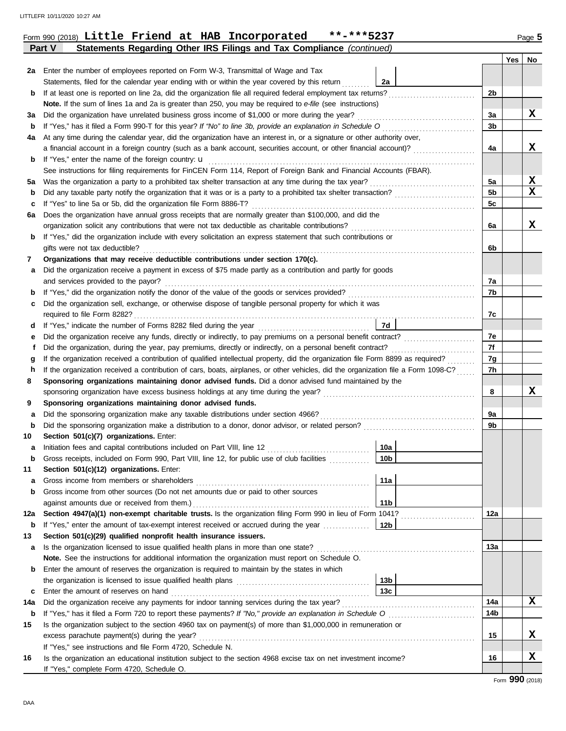Form 990 (2018) **Little Friend at HAB Incorporated** **-***5237 Page **5**

## Part V Statements Regarding Other IRS Filings and Tax Compliance *(continued)*

| | | | | Yes | No |
|---|---|---|---|---|---|
| **2a** | Enter the number of employees reported on Form W-3, Transmittal of Wage and Tax Statements, filed for the calendar year ending with or within the year covered by this return | 2a | | | |
| **b** | If at least one is reported on line 2a, did the organization file all required federal employment tax returns? | | 2b | | |
| | **Note.** If the sum of lines 1a and 2a is greater than 250, you may be required to *e-file* (see instructions) | | | | |
| **3a** | Did the organization have unrelated business gross income of $1,000 or more during the year? | | 3a | | X |
| **b** | If "Yes," has it filed a Form 990-T for this year? *If "No" to line 3b, provide an explanation in Schedule O* | | 3b | | |
| **4a** | At any time during the calendar year, did the organization have an interest in, or a signature or other authority over, a financial account in a foreign country (such as a bank account, securities account, or other financial account)? | | 4a | | X |
| **b** | If "Yes," enter the name of the foreign country: u | | | | |
| | See instructions for filing requirements for FinCEN Form 114, Report of Foreign Bank and Financial Accounts (FBAR). | | | | |
| **5a** | Was the organization a party to a prohibited tax shelter transaction at any time during the tax year? | | 5a | | X |
| **b** | Did any taxable party notify the organization that it was or is a party to a prohibited tax shelter transaction? | | 5b | | X |
| **c** | If "Yes" to line 5a or 5b, did the organization file Form 8886-T? | | 5c | | |
| **6a** | Does the organization have annual gross receipts that are normally greater than $100,000, and did the organization solicit any contributions that were not tax deductible as charitable contributions? | | 6a | | X |
| **b** | If "Yes," did the organization include with every solicitation an express statement that such contributions or gifts were not tax deductible? | | 6b | | |
| **7** | **Organizations that may receive deductible contributions under section 170(c).** | | | | |
| **a** | Did the organization receive a payment in excess of $75 made partly as a contribution and partly for goods and services provided to the payor? | | 7a | | |
| **b** | If "Yes," did the organization notify the donor of the value of the goods or services provided? | | 7b | | |
| **c** | Did the organization sell, exchange, or otherwise dispose of tangible personal property for which it was required to file Form 8282? | | 7c | | |
| **d** | If "Yes," indicate the number of Forms 8282 filed during the year | 7d | | | |
| **e** | Did the organization receive any funds, directly or indirectly, to pay premiums on a personal benefit contract? | | 7e | | |
| **f** | Did the organization, during the year, pay premiums, directly or indirectly, on a personal benefit contract? | | 7f | | |
| **g** | If the organization received a contribution of qualified intellectual property, did the organization file Form 8899 as required? | | 7g | | |
| **h** | If the organization received a contribution of cars, boats, airplanes, or other vehicles, did the organization file a Form 1098-C? | | 7h | | |
| **8** | **Sponsoring organizations maintaining donor advised funds.** Did a donor advised fund maintained by the sponsoring organization have excess business holdings at any time during the year? | | 8 | | X |
| **9** | **Sponsoring organizations maintaining donor advised funds.** | | | | |
| **a** | Did the sponsoring organization make any taxable distributions under section 4966? | | 9a | | |
| **b** | Did the sponsoring organization make a distribution to a donor, donor advisor, or related person? | | 9b | | |
| **10** | **Section 501(c)(7) organizations.** Enter: | | | | |
| **a** | Initiation fees and capital contributions included on Part VIII, line 12 | 10a | | | |
| **b** | Gross receipts, included on Form 990, Part VIII, line 12, for public use of club facilities | 10b | | | |
| **11** | **Section 501(c)(12) organizations.** Enter: | | | | |
| **a** | Gross income from members or shareholders | 11a | | | |
| **b** | Gross income from other sources (Do not net amounts due or paid to other sources against amounts due or received from them.) | 11b | | | |
| **12a** | **Section 4947(a)(1) non-exempt charitable trusts.** Is the organization filing Form 990 in lieu of Form 1041? | | 12a | | |
| **b** | If "Yes," enter the amount of tax-exempt interest received or accrued during the year | 12b | | | |
| **13** | **Section 501(c)(29) qualified nonprofit health insurance issuers.** | | | | |
| **a** | Is the organization licensed to issue qualified health plans in more than one state? | | 13a | | |
| | **Note.** See the instructions for additional information the organization must report on Schedule O. | | | | |
| **b** | Enter the amount of reserves the organization is required to maintain by the states in which the organization is licensed to issue qualified health plans | 13b | | | |
| **c** | Enter the amount of reserves on hand | 13c | | | |
| **14a** | Did the organization receive any payments for indoor tanning services during the tax year? | | 14a | | X |
| **b** | If "Yes," has it filed a Form 720 to report these payments? *If "No," provide an explanation in Schedule O* | | 14b | | |
| **15** | Is the organization subject to the section 4960 tax on payment(s) of more than $1,000,000 in remuneration or excess parachute payment(s) during the year? | | 15 | | X |
| | If "Yes," see instructions and file Form 4720, Schedule N. | | | | |
| **16** | Is the organization an educational institution subject to the section 4968 excise tax on net investment income? | | 16 | | X |
| | If "Yes," complete Form 4720, Schedule O. | | | | |

Form **990** (2018)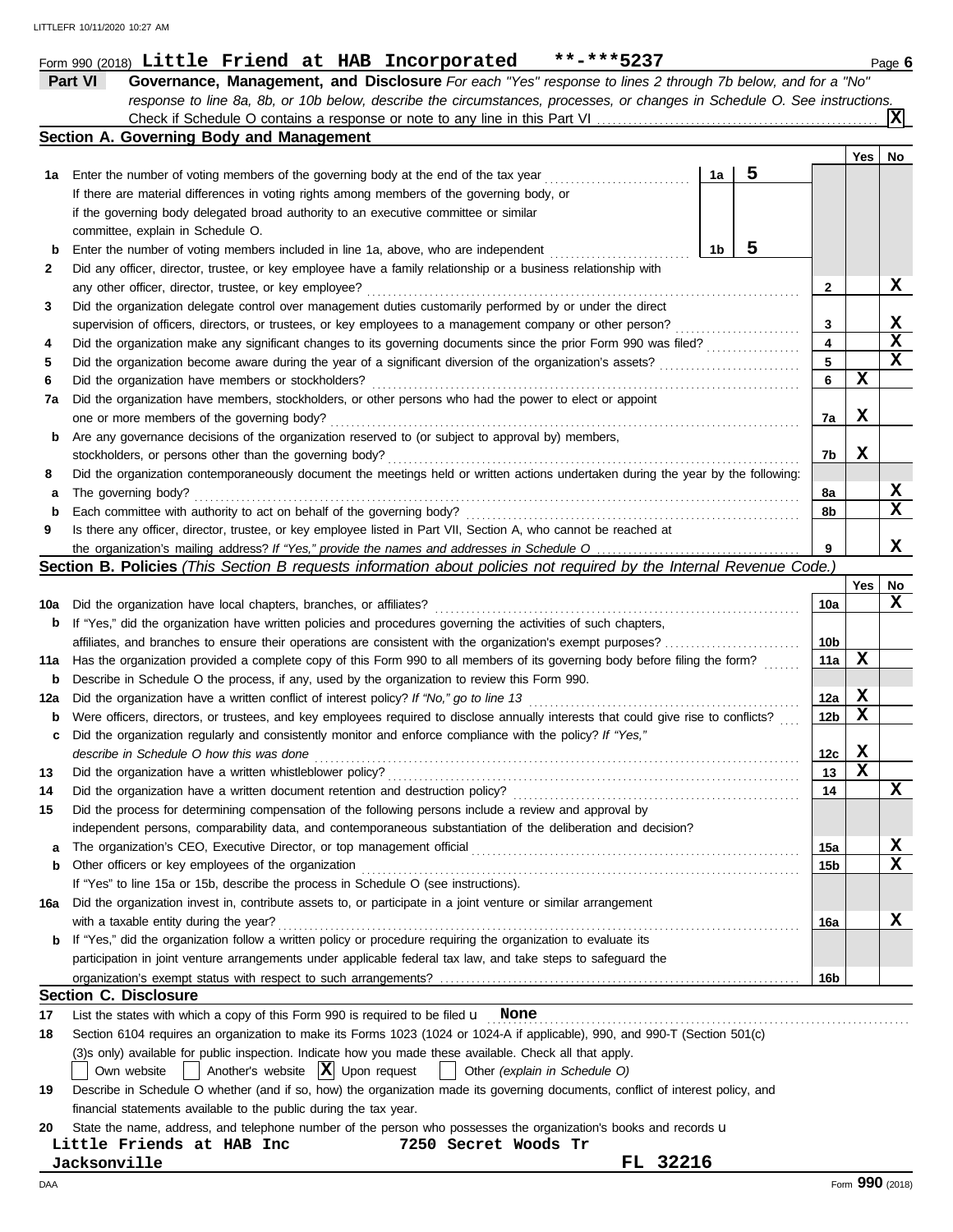LITTLEFR 10/11/2020 10:27 AM

Form 990 (2018) **Little Friend at HAB Incorporated** **-***5237 Page **6**

## Part VI Governance, Management, and Disclosure

*For each "Yes" response to lines 2 through 7b below, and for a "No" response to line 8a, 8b, or 10b below, describe the circumstances, processes, or changes in Schedule O. See instructions.*

Check if Schedule O contains a response or note to any line in this Part VI ... **[X]**

### Section A. Governing Body and Management

| | | | | Yes | No |
|---|---|---|---|---|---|
| **1a** | Enter the number of voting members of the governing body at the end of the tax year ... If there are material differences in voting rights among members of the governing body, or if the governing body delegated broad authority to an executive committee or similar committee, explain in Schedule O. | 1a: 5 | | | |
| **b** | Enter the number of voting members included in line 1a, above, who are independent | 1b: 5 | | | |
| **2** | Did any officer, director, trustee, or key employee have a family relationship or a business relationship with any other officer, director, trustee, or key employee? | | 2 | | X |
| **3** | Did the organization delegate control over management duties customarily performed by or under the direct supervision of officers, directors, or trustees, or key employees to a management company or other person? | | 3 | | X |
| **4** | Did the organization make any significant changes to its governing documents since the prior Form 990 was filed? | | 4 | | X |
| **5** | Did the organization become aware during the year of a significant diversion of the organization's assets? | | 5 | | X |
| **6** | Did the organization have members or stockholders? | | 6 | X | |
| **7a** | Did the organization have members, stockholders, or other persons who had the power to elect or appoint one or more members of the governing body? | | 7a | X | |
| **b** | Are any governance decisions of the organization reserved to (or subject to approval by) members, stockholders, or persons other than the governing body? | | 7b | X | |
| **8** | Did the organization contemporaneously document the meetings held or written actions undertaken during the year by the following: | | | | |
| **a** | The governing body? | | 8a | | X |
| **b** | Each committee with authority to act on behalf of the governing body? | | 8b | | X |
| **9** | Is there any officer, director, trustee, or key employee listed in Part VII, Section A, who cannot be reached at the organization's mailing address? *If "Yes," provide the names and addresses in Schedule O* | | 9 | | X |

### Section B. Policies *(This Section B requests information about policies not required by the Internal Revenue Code.)*

| | | | Yes | No |
|---|---|---|---|---|
| **10a** | Did the organization have local chapters, branches, or affiliates? | 10a | | X |
| **b** | If "Yes," did the organization have written policies and procedures governing the activities of such chapters, affiliates, and branches to ensure their operations are consistent with the organization's exempt purposes? | 10b | | |
| **11a** | Has the organization provided a complete copy of this Form 990 to all members of its governing body before filing the form? | 11a | X | |
| **b** | Describe in Schedule O the process, if any, used by the organization to review this Form 990. | | | |
| **12a** | Did the organization have a written conflict of interest policy? *If "No," go to line 13* | 12a | X | |
| **b** | Were officers, directors, or trustees, and key employees required to disclose annually interests that could give rise to conflicts? | 12b | X | |
| **c** | Did the organization regularly and consistently monitor and enforce compliance with the policy? *If "Yes," describe in Schedule O how this was done* | 12c | X | |
| **13** | Did the organization have a written whistleblower policy? | 13 | X | |
| **14** | Did the organization have a written document retention and destruction policy? | 14 | | X |
| **15** | Did the process for determining compensation of the following persons include a review and approval by independent persons, comparability data, and contemporaneous substantiation of the deliberation and decision? | | | |
| **a** | The organization's CEO, Executive Director, or top management official | 15a | | X |
| **b** | Other officers or key employees of the organization | 15b | | X |
| | If "Yes" to line 15a or 15b, describe the process in Schedule O (see instructions). | | | |
| **16a** | Did the organization invest in, contribute assets to, or participate in a joint venture or similar arrangement with a taxable entity during the year? | 16a | | X |
| **b** | If "Yes," did the organization follow a written policy or procedure requiring the organization to evaluate its participation in joint venture arrangements under applicable federal tax law, and take steps to safeguard the organization's exempt status with respect to such arrangements? | 16b | | |

### Section C. Disclosure

**17** List the states with which a copy of this Form 990 is required to be filed u **None**

**18** Section 6104 requires an organization to make its Forms 1023 (1024 or 1024-A if applicable), 990, and 990-T (Section 501(c)(3)s only) available for public inspection. Indicate how you made these available. Check all that apply.

[ ] Own website  [ ] Another's website  [X] Upon request  [ ] Other *(explain in Schedule O)*

**19** Describe in Schedule O whether (and if so, how) the organization made its governing documents, conflict of interest policy, and financial statements available to the public during the tax year.

**20** State the name, address, and telephone number of the person who possesses the organization's books and records u

**Little Friends at HAB Inc** **7250 Secret Woods Tr**
**Jacksonville** **FL 32216**

DAA Form **990** (2018)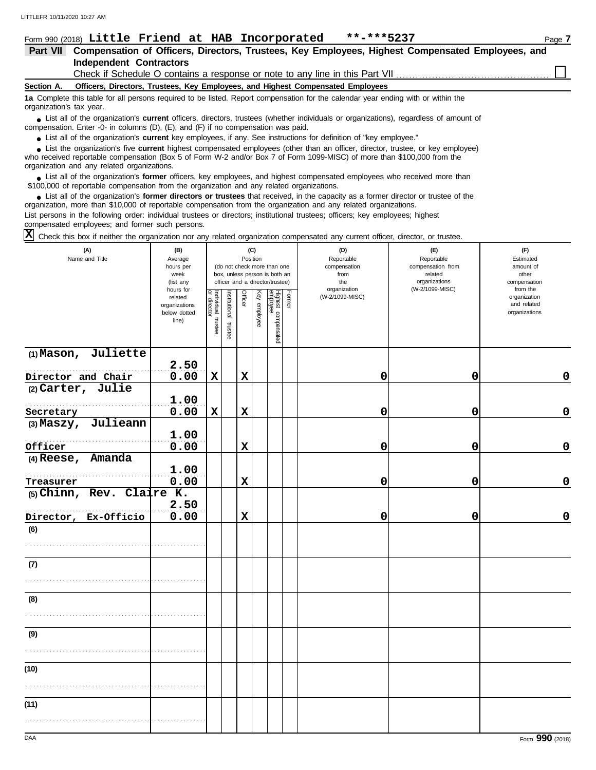Form 990 (2018) **Little Friend at HAB Incorporated** **-***5237

## Part VII Compensation of Officers, Directors, Trustees, Key Employees, Highest Compensated Employees, and Independent Contractors

Check if Schedule O contains a response or note to any line in this Part VII ☐

**Section A. Officers, Directors, Trustees, Key Employees, and Highest Compensated Employees**

**1a** Complete this table for all persons required to be listed. Report compensation for the calendar year ending with or within the organization's tax year.

- List all of the organization's **current** officers, directors, trustees (whether individuals or organizations), regardless of amount of compensation. Enter -0- in columns (D), (E), and (F) if no compensation was paid.
- List all of the organization's **current** key employees, if any. See instructions for definition of "key employee."
- List the organization's five **current** highest compensated employees (other than an officer, director, trustee, or key employee) who received reportable compensation (Box 5 of Form W-2 and/or Box 7 of Form 1099-MISC) of more than $100,000 from the organization and any related organizations.
- List all of the organization's **former** officers, key employees, and highest compensated employees who received more than $100,000 of reportable compensation from the organization and any related organizations.
- List all of the organization's **former directors or trustees** that received, in the capacity as a former director or trustee of the organization, more than $10,000 of reportable compensation from the organization and any related organizations.

List persons in the following order: individual trustees or directors; institutional trustees; officers; key employees; highest compensated employees; and former such persons.

☒ Check this box if neither the organization nor any related organization compensated any current officer, director, or trustee.

| (A) Name and Title | (B) Average hours per week (list any hours for related organizations below dotted line) | (C) Position: Individual trustee or director | Institutional trustee | Officer | Key employee | Highest compensated employee | Former | (D) Reportable compensation from the organization (W-2/1099-MISC) | (E) Reportable compensation from related organizations (W-2/1099-MISC) | (F) Estimated amount of other compensation from the organization and related organizations |
|---|---|---|---|---|---|---|---|---|---|---|
| (1) Mason, Juliette<br>Director and Chair | 2.50<br>0.00 | X | | X | | | | 0 | 0 | 0 |
| (2) Carter, Julie<br>Secretary | 1.00<br>0.00 | X | | X | | | | 0 | 0 | 0 |
| (3) Maszy, Julieann<br>Officer | 1.00<br>0.00 | | | X | | | | 0 | 0 | 0 |
| (4) Reese, Amanda<br>Treasurer | 1.00<br>0.00 | | | X | | | | 0 | 0 | 0 |
| (5) Chinn, Rev. Claire K.<br>Director, Ex-Officio | 2.50<br>0.00 | | | X | | | | 0 | 0 | 0 |
| (6) | | | | | | | | | | |
| (7) | | | | | | | | | | |
| (8) | | | | | | | | | | |
| (9) | | | | | | | | | | |
| (10) | | | | | | | | | | |
| (11) | | | | | | | | | | |

Form **990** (2018)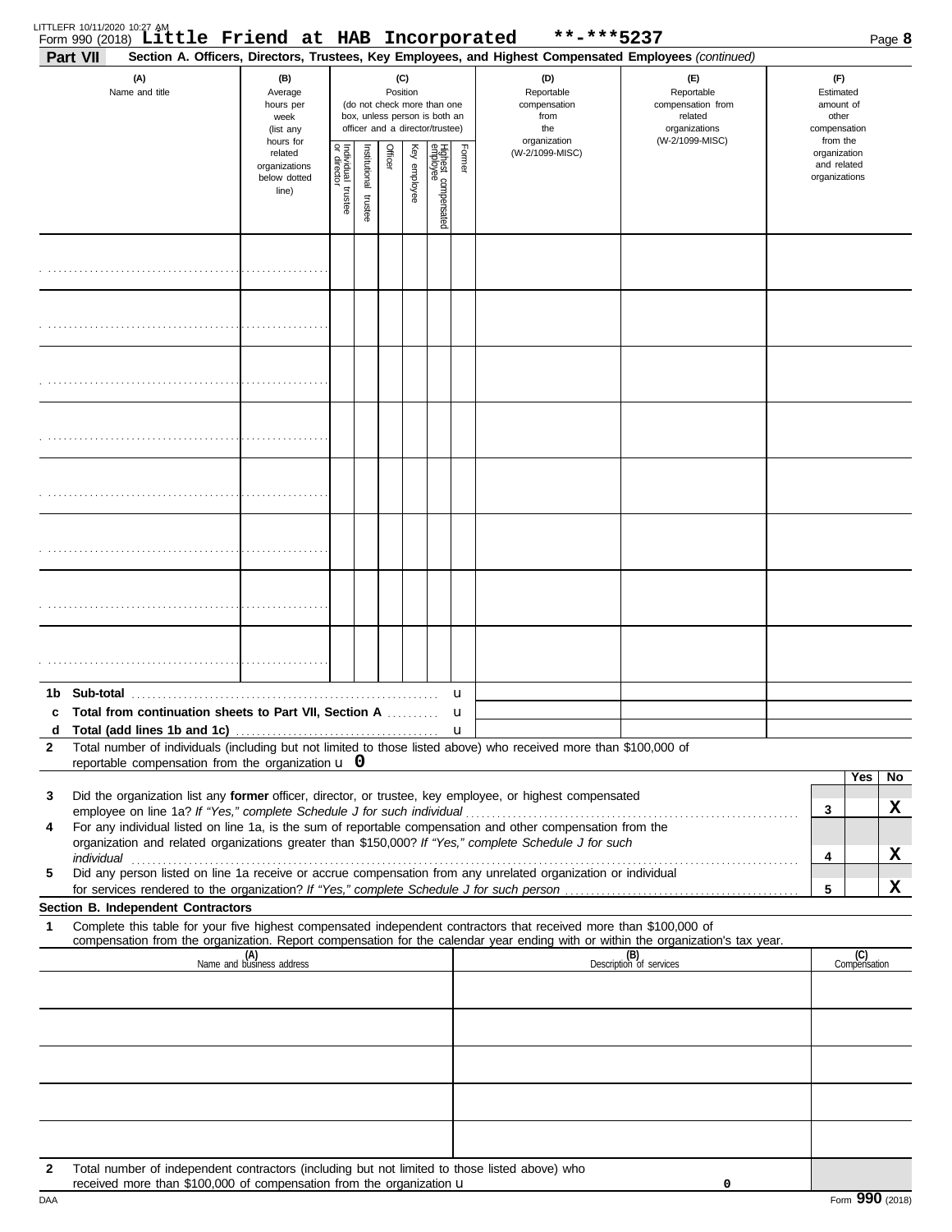Form 990 (2018) **Little Friend at HAB Incorporated** **-***5237

**Part VII** **Section A. Officers, Directors, Trustees, Key Employees, and Highest Compensated Employees** *(continued)*

| (A) Name and title | (B) Average hours per week (list any hours for related organizations below dotted line) | (C) Position (do not check more than one box, unless person is both an officer and a director/trustee) | | | | | | (D) Reportable compensation from the organization (W-2/1099-MISC) | (E) Reportable compensation from related organizations (W-2/1099-MISC) | (F) Estimated amount of other compensation from the organization and related organizations |
|---|---|---|---|---|---|---|---|---|---|---|
| | | Individual trustee or director | Institutional trustee | Officer | Key employee | Highest compensated employee | Former | | | |
| | | | | | | | | | | |
| | | | | | | | | | | |
| | | | | | | | | | | |
| | | | | | | | | | | |
| | | | | | | | | | | |
| | | | | | | | | | | |
| | | | | | | | | | | |
| | | | | | | | | | | |

**1b Sub-total** u

**c Total from continuation sheets to Part VII, Section A** u

**d Total (add lines 1b and 1c)** u

**2** Total number of individuals (including but not limited to those listed above) who received more than $100,000 of reportable compensation from the organization u **0**

| | | Yes | No |
|---|---|---|---|
| **3** Did the organization list any **former** officer, director, or trustee, key employee, or highest compensated employee on line 1a? *If "Yes," complete Schedule J for such individual* | 3 | | X |
| **4** For any individual listed on line 1a, is the sum of reportable compensation and other compensation from the organization and related organizations greater than $150,000? *If "Yes," complete Schedule J for such individual* | 4 | | X |
| **5** Did any person listed on line 1a receive or accrue compensation from any unrelated organization or individual for services rendered to the organization? *If "Yes," complete Schedule J for such person* | 5 | | X |

**Section B. Independent Contractors**

**1** Complete this table for your five highest compensated independent contractors that received more than $100,000 of compensation from the organization. Report compensation for the calendar year ending with or within the organization's tax year.

| (A) Name and business address | (B) Description of services | (C) Compensation |
|---|---|---|
| | | |
| | | |
| | | |
| | | |
| | | |

**2** Total number of independent contractors (including but not limited to those listed above) who received more than $100,000 of compensation from the organization u 0

Form **990** (2018)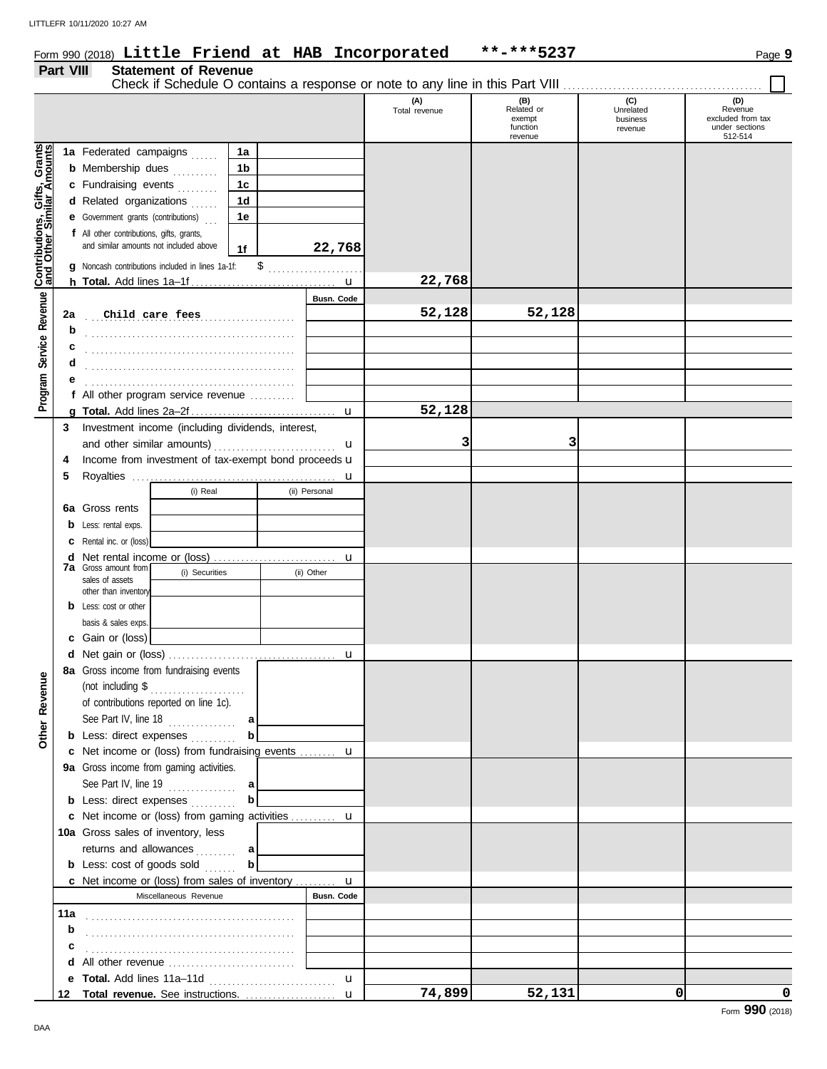Form 990 (2018) **Little Friend at HAB Incorporated** **-***5237

## Part VIII Statement of Revenue

Check if Schedule O contains a response or note to any line in this Part VIII ☐

| | | | (A) Total revenue | (B) Related or exempt function revenue | (C) Unrelated business revenue | (D) Revenue excluded from tax under sections 512-514 |
|---|---|---|---|---|---|---|
| **Contributions, Gifts, Grants and Other Similar Amounts** | 1a Federated campaigns | 1a | | | | |
| | b Membership dues | 1b | | | | |
| | c Fundraising events | 1c | | | | |
| | d Related organizations | 1d | | | | |
| | e Government grants (contributions) | 1e | | | | |
| | f All other contributions, gifts, grants, and similar amounts not included above | 1f 22,768 | | | | |
| | g Noncash contributions included in lines 1a-1f: $ | | | | | |
| | h **Total.** Add lines 1a–1f | | 22,768 | | | |
| **Program Service Revenue** | | Busn. Code | | | | |
| | 2a Child care fees | | 52,128 | 52,128 | | |
| | b | | | | | |
| | c | | | | | |
| | d | | | | | |
| | e | | | | | |
| | f All other program service revenue | | | | | |
| | g **Total.** Add lines 2a–2f | | 52,128 | | | |
| **Other Revenue** | 3 Investment income (including dividends, interest, and other similar amounts) | | 3 | 3 | | |
| | 4 Income from investment of tax-exempt bond proceeds | | | | | |
| | 5 Royalties | | | | | |
| | | (i) Real / (ii) Personal | | | | |
| | 6a Gross rents | | | | | |
| | b Less: rental exps. | | | | | |
| | c Rental inc. or (loss) | | | | | |
| | d Net rental income or (loss) | | | | | |
| | 7a Gross amount from sales of assets other than inventory | (i) Securities / (ii) Other | | | | |
| | b Less: cost or other basis & sales exps. | | | | | |
| | c Gain or (loss) | | | | | |
| | d Net gain or (loss) | | | | | |
| | 8a Gross income from fundraising events (not including $ of contributions reported on line 1c). See Part IV, line 18 | a | | | | |
| | b Less: direct expenses | b | | | | |
| | c Net income or (loss) from fundraising events | | | | | |
| | 9a Gross income from gaming activities. See Part IV, line 19 | a | | | | |
| | b Less: direct expenses | b | | | | |
| | c Net income or (loss) from gaming activities | | | | | |
| | 10a Gross sales of inventory, less returns and allowances | a | | | | |
| | b Less: cost of goods sold | b | | | | |
| | c Net income or (loss) from sales of inventory | | | | | |
| | Miscellaneous Revenue | Busn. Code | | | | |
| | 11a | | | | | |
| | b | | | | | |
| | c | | | | | |
| | d All other revenue | | | | | |
| | e **Total.** Add lines 11a–11d | | | | | |
| | 12 **Total revenue.** See instructions. | | 74,899 | 52,131 | 0 | 0 |

Form **990** (2018)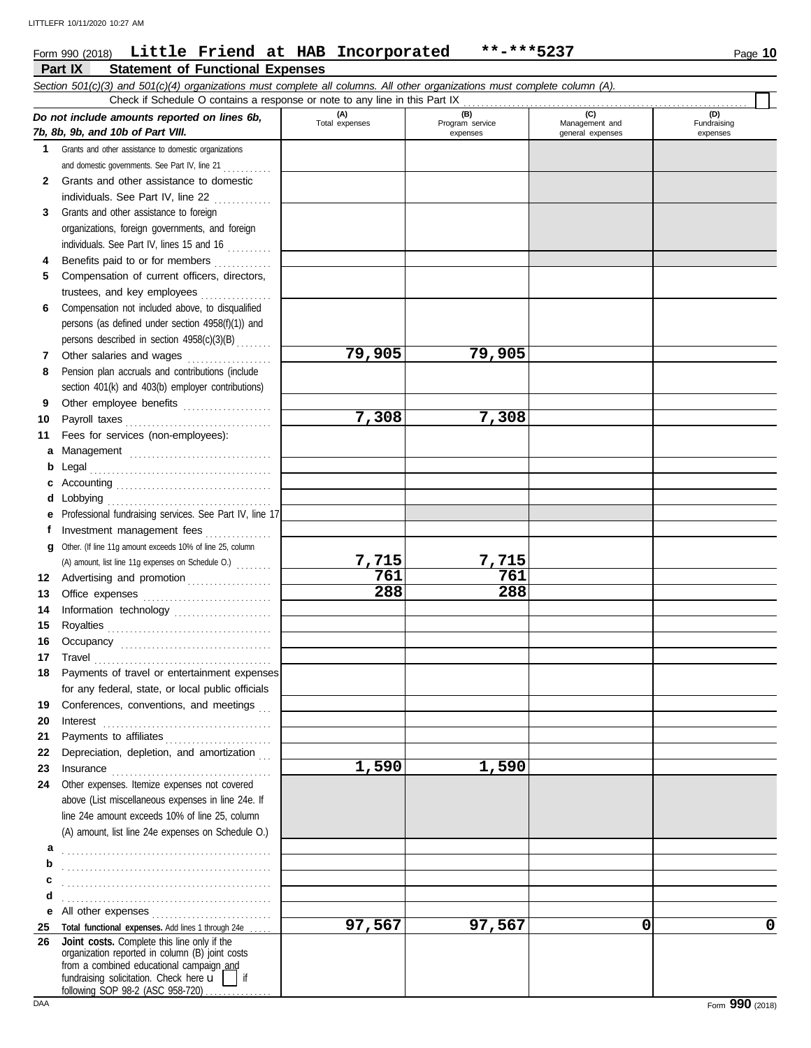Form 990 (2018) **Little Friend at HAB Incorporated** **-***5237

## Part IX Statement of Functional Expenses

*Section 501(c)(3) and 501(c)(4) organizations must complete all columns. All other organizations must complete column (A).*

Check if Schedule O contains a response or note to any line in this Part IX

| *Do not include amounts reported on lines 6b, 7b, 8b, 9b, and 10b of Part VIII.* | (A) Total expenses | (B) Program service expenses | (C) Management and general expenses | (D) Fundraising expenses |
|---|---|---|---|---|
| **1** Grants and other assistance to domestic organizations and domestic governments. See Part IV, line 21 | | | | |
| **2** Grants and other assistance to domestic individuals. See Part IV, line 22 | | | | |
| **3** Grants and other assistance to foreign organizations, foreign governments, and foreign individuals. See Part IV, lines 15 and 16 | | | | |
| **4** Benefits paid to or for members | | | | |
| **5** Compensation of current officers, directors, trustees, and key employees | | | | |
| **6** Compensation not included above, to disqualified persons (as defined under section 4958(f)(1)) and persons described in section 4958(c)(3)(B) | | | | |
| **7** Other salaries and wages | 79,905 | 79,905 | | |
| **8** Pension plan accruals and contributions (include section 401(k) and 403(b) employer contributions) | | | | |
| **9** Other employee benefits | | | | |
| **10** Payroll taxes | 7,308 | 7,308 | | |
| **11** Fees for services (non-employees): | | | | |
| **a** Management | | | | |
| **b** Legal | | | | |
| **c** Accounting | | | | |
| **d** Lobbying | | | | |
| **e** Professional fundraising services. See Part IV, line 17 | | | | |
| **f** Investment management fees | | | | |
| **g** Other. (If line 11g amount exceeds 10% of line 25, column (A) amount, list line 11g expenses on Schedule O.) | 7,715 | 7,715 | | |
| **12** Advertising and promotion | 761 | 761 | | |
| **13** Office expenses | 288 | 288 | | |
| **14** Information technology | | | | |
| **15** Royalties | | | | |
| **16** Occupancy | | | | |
| **17** Travel | | | | |
| **18** Payments of travel or entertainment expenses for any federal, state, or local public officials | | | | |
| **19** Conferences, conventions, and meetings | | | | |
| **20** Interest | | | | |
| **21** Payments to affiliates | | | | |
| **22** Depreciation, depletion, and amortization | | | | |
| **23** Insurance | 1,590 | 1,590 | | |
| **24** Other expenses. Itemize expenses not covered above (List miscellaneous expenses in line 24e. If line 24e amount exceeds 10% of line 25, column (A) amount, list line 24e expenses on Schedule O.) | | | | |
| **a** | | | | |
| **b** | | | | |
| **c** | | | | |
| **d** | | | | |
| **e** All other expenses | | | | |
| **25** **Total functional expenses.** Add lines 1 through 24e | 97,567 | 97,567 | 0 | 0 |
| **26** **Joint costs.** Complete this line only if the organization reported in column (B) joint costs from a combined educational campaign and fundraising solicitation. Check here u [ ] if following SOP 98-2 (ASC 958-720) | | | | |

Form **990** (2018)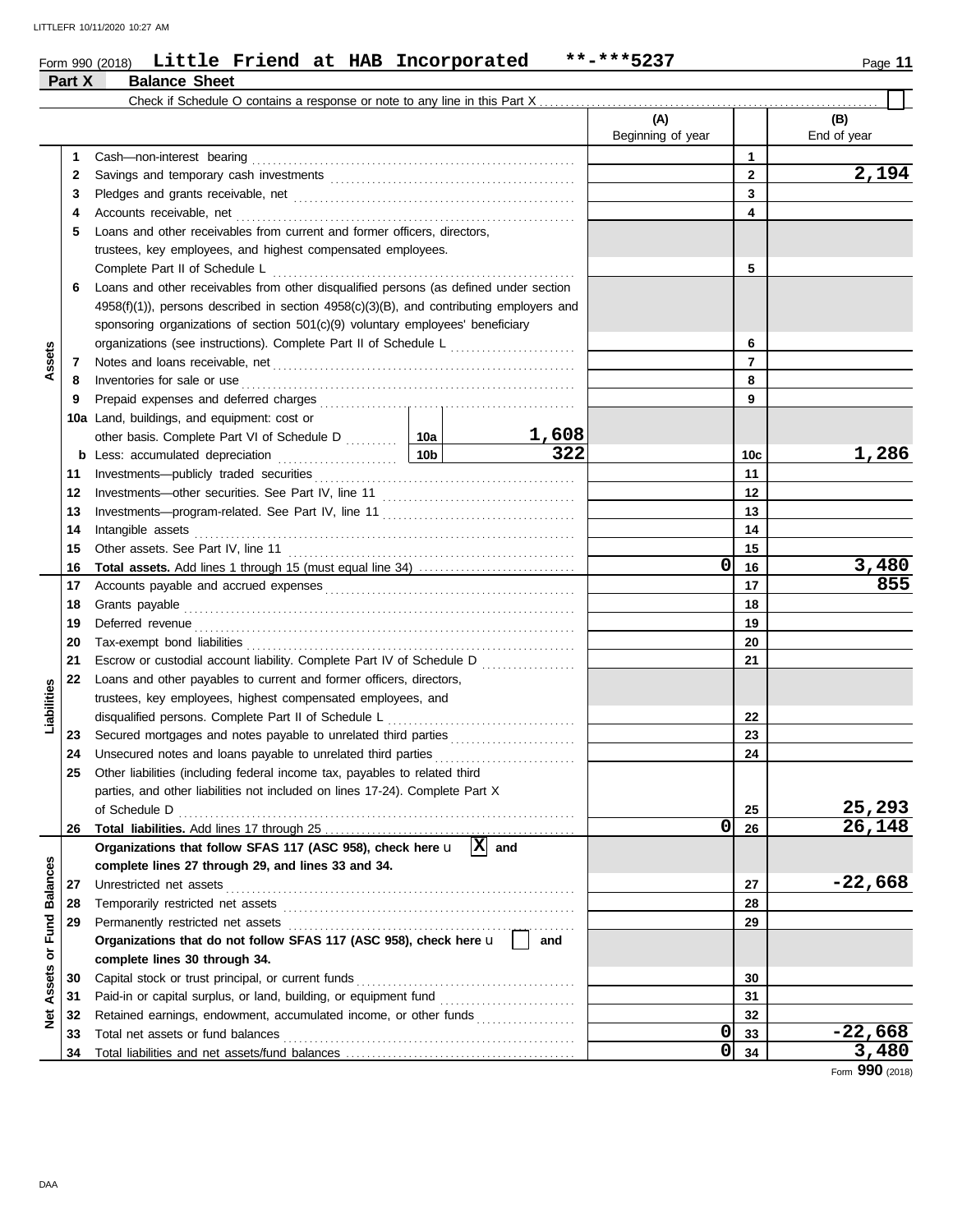Form 990 (2018) **Little Friend at HAB Incorporated** **-***5237

## Part X Balance Sheet

Check if Schedule O contains a response or note to any line in this Part X ☐

| Section | Line | Description | | | (A) Beginning of year | | (B) End of year |
|---|---|---|---|---|---|---|---|
| Assets | 1 | Cash—non-interest bearing | | | | 1 | |
| | 2 | Savings and temporary cash investments | | | | 2 | 2,194 |
| | 3 | Pledges and grants receivable, net | | | | 3 | |
| | 4 | Accounts receivable, net | | | | 4 | |
| | 5 | Loans and other receivables from current and former officers, directors, trustees, key employees, and highest compensated employees. Complete Part II of Schedule L | | | | 5 | |
| | 6 | Loans and other receivables from other disqualified persons (as defined under section 4958(f)(1)), persons described in section 4958(c)(3)(B), and contributing employers and sponsoring organizations of section 501(c)(9) voluntary employees' beneficiary organizations (see instructions). Complete Part II of Schedule L | | | | 6 | |
| | 7 | Notes and loans receivable, net | | | | 7 | |
| | 8 | Inventories for sale or use | | | | 8 | |
| | 9 | Prepaid expenses and deferred charges | | | | 9 | |
| | 10a | Land, buildings, and equipment: cost or other basis. Complete Part VI of Schedule D | 10a | 1,608 | | | |
| | b | Less: accumulated depreciation | 10b | 322 | | 10c | 1,286 |
| | 11 | Investments—publicly traded securities | | | | 11 | |
| | 12 | Investments—other securities. See Part IV, line 11 | | | | 12 | |
| | 13 | Investments—program-related. See Part IV, line 11 | | | | 13 | |
| | 14 | Intangible assets | | | | 14 | |
| | 15 | Other assets. See Part IV, line 11 | | | | 15 | |
| | 16 | **Total assets.** Add lines 1 through 15 (must equal line 34) | | | 0 | 16 | 3,480 |
| Liabilities | 17 | Accounts payable and accrued expenses | | | | 17 | 855 |
| | 18 | Grants payable | | | | 18 | |
| | 19 | Deferred revenue | | | | 19 | |
| | 20 | Tax-exempt bond liabilities | | | | 20 | |
| | 21 | Escrow or custodial account liability. Complete Part IV of Schedule D | | | | 21 | |
| | 22 | Loans and other payables to current and former officers, directors, trustees, key employees, highest compensated employees, and disqualified persons. Complete Part II of Schedule L | | | | 22 | |
| | 23 | Secured mortgages and notes payable to unrelated third parties | | | | 23 | |
| | 24 | Unsecured notes and loans payable to unrelated third parties | | | | 24 | |
| | 25 | Other liabilities (including federal income tax, payables to related third parties, and other liabilities not included on lines 17-24). Complete Part X of Schedule D | | | | 25 | 25,293 |
| | 26 | **Total liabilities.** Add lines 17 through 25 | | | 0 | 26 | 26,148 |
| Net Assets or Fund Balances | | **Organizations that follow SFAS 117 (ASC 958), check here** ☒ **and complete lines 27 through 29, and lines 33 and 34.** | | | | | |
| | 27 | Unrestricted net assets | | | | 27 | -22,668 |
| | 28 | Temporarily restricted net assets | | | | 28 | |
| | 29 | Permanently restricted net assets | | | | 29 | |
| | | **Organizations that do not follow SFAS 117 (ASC 958), check here** ☐ **and complete lines 30 through 34.** | | | | | |
| | 30 | Capital stock or trust principal, or current funds | | | | 30 | |
| | 31 | Paid-in or capital surplus, or land, building, or equipment fund | | | | 31 | |
| | 32 | Retained earnings, endowment, accumulated income, or other funds | | | | 32 | |
| | 33 | Total net assets or fund balances | | | 0 | 33 | -22,668 |
| | 34 | Total liabilities and net assets/fund balances | | | 0 | 34 | 3,480 |

Form **990** (2018)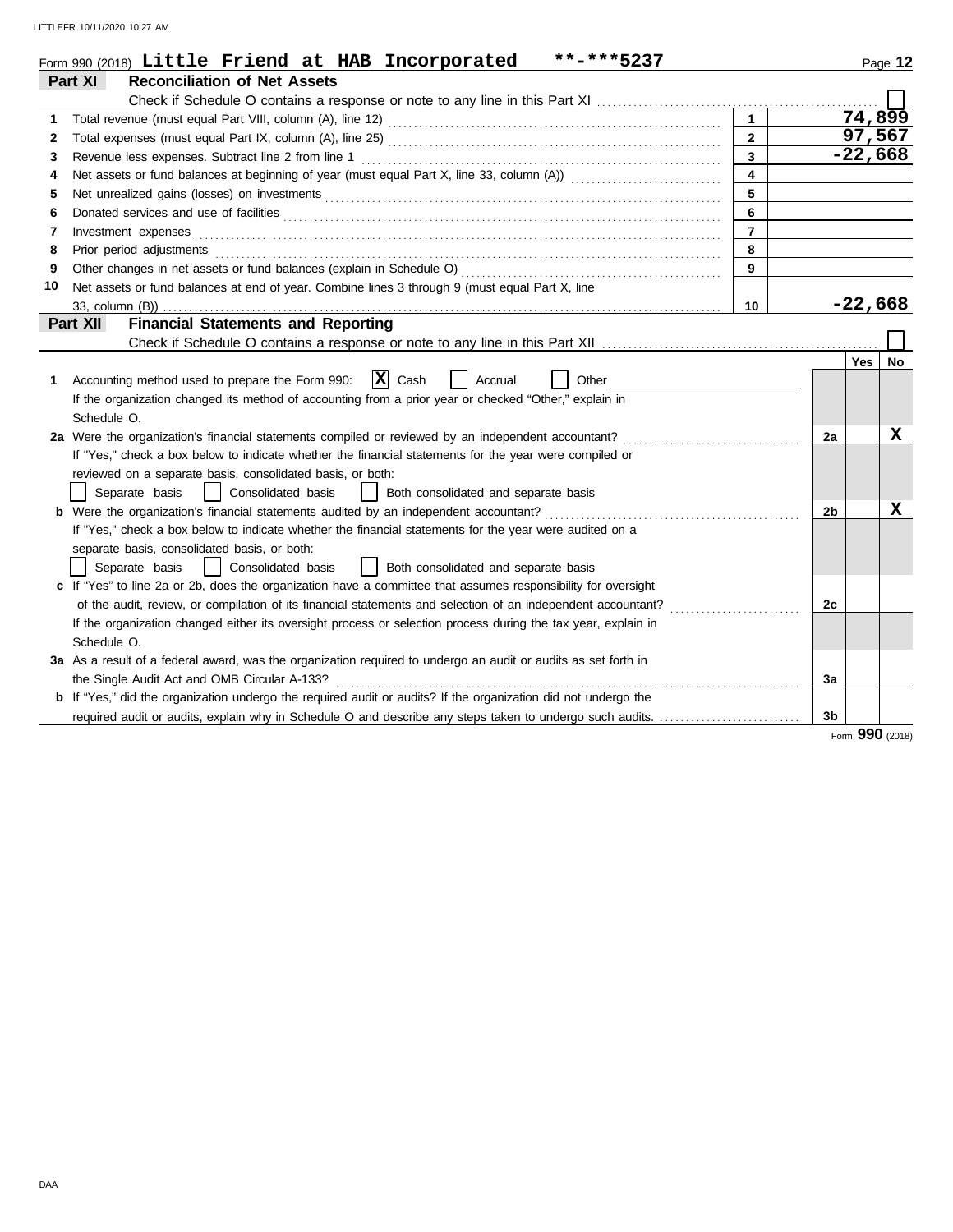Form 990 (2018) **Little Friend at HAB Incorporated** **-***5237

## Part XI Reconciliation of Net Assets

Check if Schedule O contains a response or note to any line in this Part XI ☐

| | | | |
|---|---|---|---|
| 1 | Total revenue (must equal Part VIII, column (A), line 12) | 1 | 74,899 |
| 2 | Total expenses (must equal Part IX, column (A), line 25) | 2 | 97,567 |
| 3 | Revenue less expenses. Subtract line 2 from line 1 | 3 | -22,668 |
| 4 | Net assets or fund balances at beginning of year (must equal Part X, line 33, column (A)) | 4 | |
| 5 | Net unrealized gains (losses) on investments | 5 | |
| 6 | Donated services and use of facilities | 6 | |
| 7 | Investment expenses | 7 | |
| 8 | Prior period adjustments | 8 | |
| 9 | Other changes in net assets or fund balances (explain in Schedule O) | 9 | |
| 10 | Net assets or fund balances at end of year. Combine lines 3 through 9 (must equal Part X, line 33, column (B)) | 10 | -22,668 |

## Part XII Financial Statements and Reporting

Check if Schedule O contains a response or note to any line in this Part XII ☐

| | | | Yes | No |
|---|---|---|---|---|
| 1 | Accounting method used to prepare the Form 990: ☒ Cash ☐ Accrual ☐ Other<br>If the organization changed its method of accounting from a prior year or checked "Other," explain in Schedule O. | | | |
| 2a | Were the organization's financial statements compiled or reviewed by an independent accountant?<br>If "Yes," check a box below to indicate whether the financial statements for the year were compiled or reviewed on a separate basis, consolidated basis, or both:<br>☐ Separate basis ☐ Consolidated basis ☐ Both consolidated and separate basis | 2a | | X |
| b | Were the organization's financial statements audited by an independent accountant?<br>If "Yes," check a box below to indicate whether the financial statements for the year were audited on a separate basis, consolidated basis, or both:<br>☐ Separate basis ☐ Consolidated basis ☐ Both consolidated and separate basis | 2b | | X |
| c | If "Yes" to line 2a or 2b, does the organization have a committee that assumes responsibility for oversight of the audit, review, or compilation of its financial statements and selection of an independent accountant?<br>If the organization changed either its oversight process or selection process during the tax year, explain in Schedule O. | 2c | | |
| 3a | As a result of a federal award, was the organization required to undergo an audit or audits as set forth in the Single Audit Act and OMB Circular A-133? | 3a | | |
| b | If "Yes," did the organization undergo the required audit or audits? If the organization did not undergo the required audit or audits, explain why in Schedule O and describe any steps taken to undergo such audits. | 3b | | |

Form **990** (2018)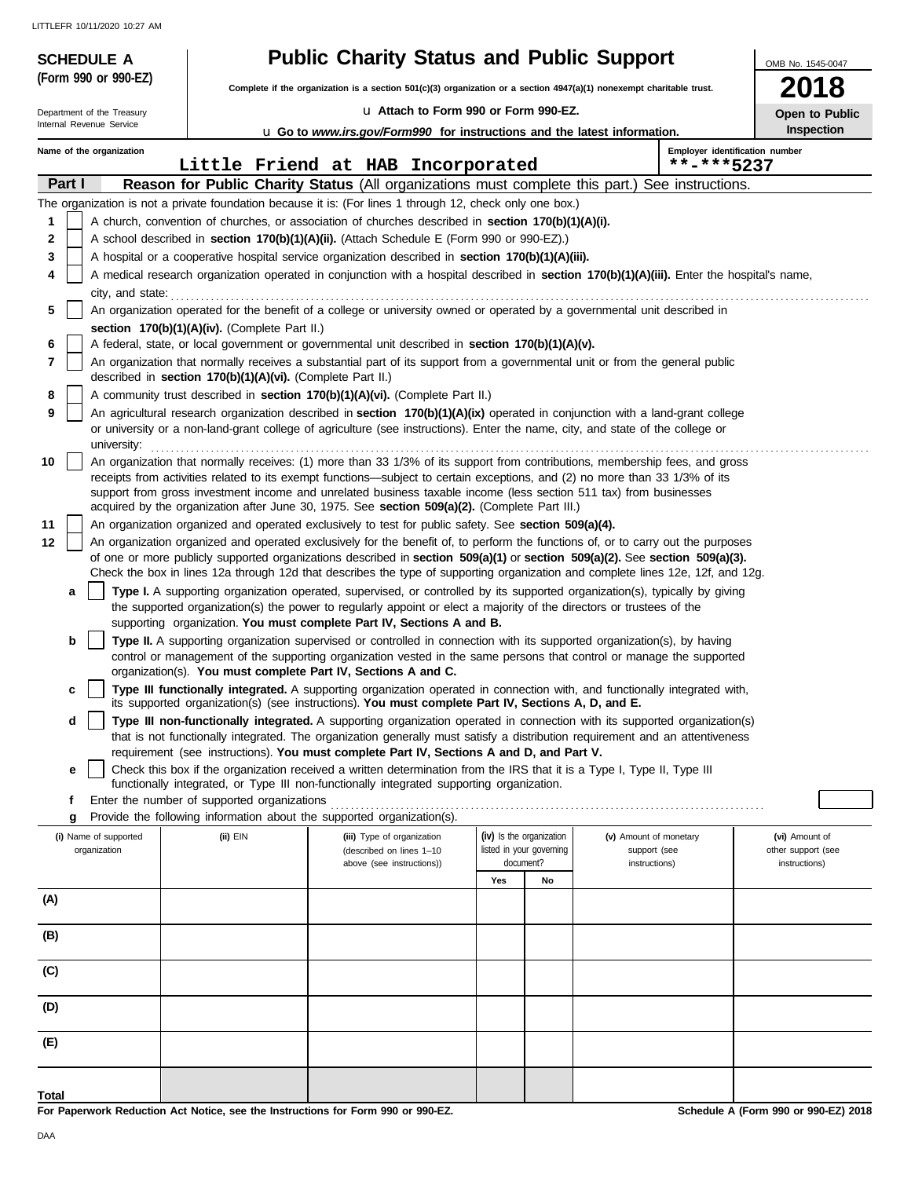LITTLEFR 10/11/2020 10:27 AM

**SCHEDULE A**
**(Form 990 or 990-EZ)**

Department of the Treasury
Internal Revenue Service

# Public Charity Status and Public Support

**Complete if the organization is a section 501(c)(3) organization or a section 4947(a)(1) nonexempt charitable trust.**

u **Attach to Form 990 or Form 990-EZ.**

u **Go to *www.irs.gov/Form990* for instructions and the latest information.**

OMB No. 1545-0047

**2018**

**Open to Public Inspection**

Name of the organization: Little Friend at HAB Incorporated

Employer identification number: **-***5237

**Part I** **Reason for Public Charity Status** (All organizations must complete this part.) See instructions.

The organization is not a private foundation because it is: (For lines 1 through 12, check only one box.)

1 ☐ A church, convention of churches, or association of churches described in **section 170(b)(1)(A)(i).**

2 ☐ A school described in **section 170(b)(1)(A)(ii).** (Attach Schedule E (Form 990 or 990-EZ).)

3 ☐ A hospital or a cooperative hospital service organization described in **section 170(b)(1)(A)(iii).**

4 ☐ A medical research organization operated in conjunction with a hospital described in **section 170(b)(1)(A)(iii).** Enter the hospital's name, city, and state:

5 ☐ An organization operated for the benefit of a college or university owned or operated by a governmental unit described in **section 170(b)(1)(A)(iv).** (Complete Part II.)

6 ☐ A federal, state, or local government or governmental unit described in **section 170(b)(1)(A)(v).**

7 ☐ An organization that normally receives a substantial part of its support from a governmental unit or from the general public described in **section 170(b)(1)(A)(vi).** (Complete Part II.)

8 ☐ A community trust described in **section 170(b)(1)(A)(vi).** (Complete Part II.)

9 ☐ An agricultural research organization described in **section 170(b)(1)(A)(ix)** operated in conjunction with a land-grant college or university or a non-land-grant college of agriculture (see instructions). Enter the name, city, and state of the college or university:

10 ☐ An organization that normally receives: (1) more than 33 1/3% of its support from contributions, membership fees, and gross receipts from activities related to its exempt functions—subject to certain exceptions, and (2) no more than 33 1/3% of its support from gross investment income and unrelated business taxable income (less section 511 tax) from businesses acquired by the organization after June 30, 1975. See **section 509(a)(2).** (Complete Part III.)

11 ☐ An organization organized and operated exclusively to test for public safety. See **section 509(a)(4).**

12 ☐ An organization organized and operated exclusively for the benefit of, to perform the functions of, or to carry out the purposes of one or more publicly supported organizations described in **section 509(a)(1)** or **section 509(a)(2).** See **section 509(a)(3).** Check the box in lines 12a through 12d that describes the type of supporting organization and complete lines 12e, 12f, and 12g.

**a** ☐ **Type I.** A supporting organization operated, supervised, or controlled by its supported organization(s), typically by giving the supported organization(s) the power to regularly appoint or elect a majority of the directors or trustees of the supporting organization. **You must complete Part IV, Sections A and B.**

**b** ☐ **Type II.** A supporting organization supervised or controlled in connection with its supported organization(s), by having control or management of the supporting organization vested in the same persons that control or manage the supported organization(s). **You must complete Part IV, Sections A and C.**

**c** ☐ **Type III functionally integrated.** A supporting organization operated in connection with, and functionally integrated with, its supported organization(s) (see instructions). **You must complete Part IV, Sections A, D, and E.**

**d** ☐ **Type III non-functionally integrated.** A supporting organization operated in connection with its supported organization(s) that is not functionally integrated. The organization generally must satisfy a distribution requirement and an attentiveness requirement (see instructions). **You must complete Part IV, Sections A and D, and Part V.**

**e** ☐ Check this box if the organization received a written determination from the IRS that it is a Type I, Type II, Type III functionally integrated, or Type III non-functionally integrated supporting organization.

**f** Enter the number of supported organizations

**g** Provide the following information about the supported organization(s).

| (i) Name of supported organization | (ii) EIN | (iii) Type of organization (described on lines 1–10 above (see instructions)) | (iv) Is the organization listed in your governing document? | | (v) Amount of monetary support (see instructions) | (vi) Amount of other support (see instructions) |
|---|---|---|---|---|---|---|
| | | | Yes | No | | |
| (A) | | | | | | |
| (B) | | | | | | |
| (C) | | | | | | |
| (D) | | | | | | |
| (E) | | | | | | |
| **Total** | | | | | | |

**For Paperwork Reduction Act Notice, see the Instructions for Form 990 or 990-EZ.**

**Schedule A (Form 990 or 990-EZ) 2018**

DAA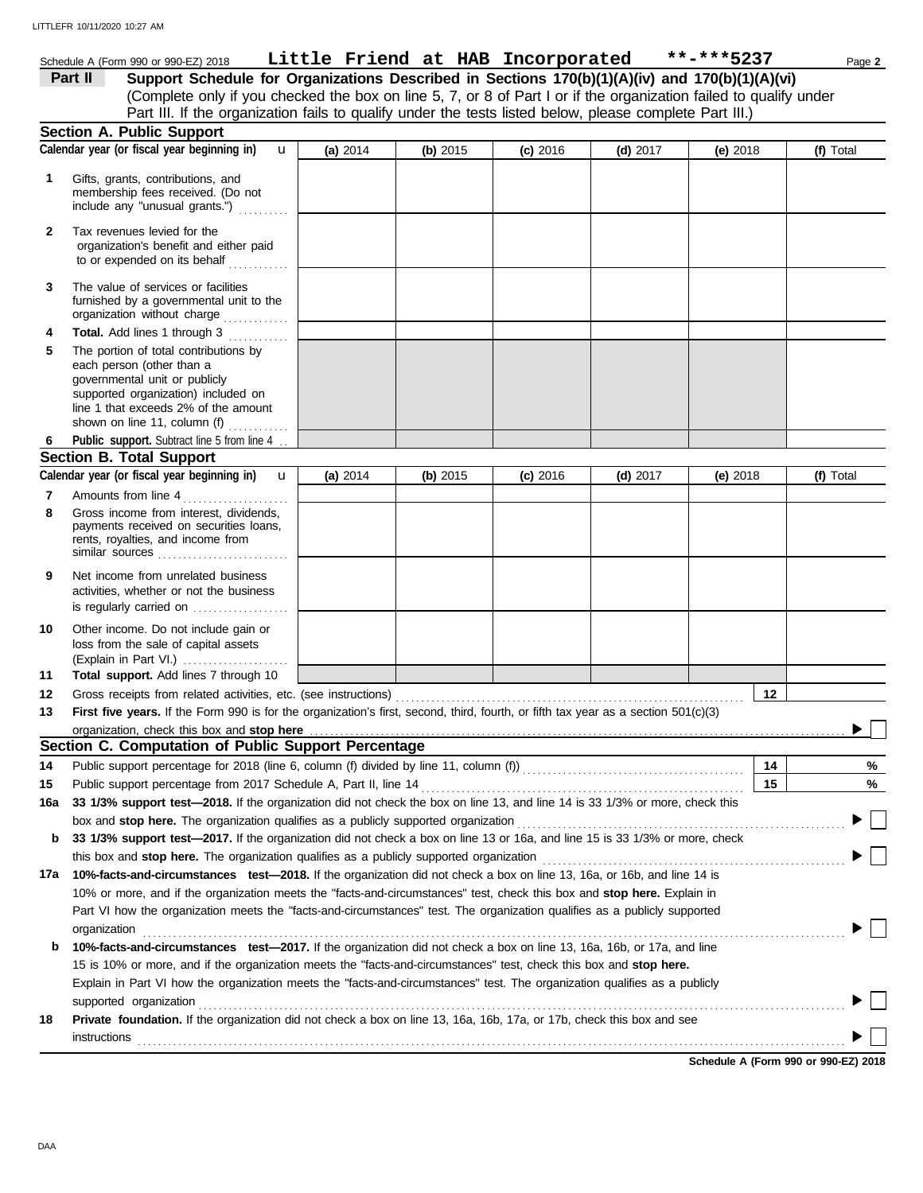Schedule A (Form 990 or 990-EZ) 2018 **Little Friend at HAB Incorporated** **-***5237

## Part II Support Schedule for Organizations Described in Sections 170(b)(1)(A)(iv) and 170(b)(1)(A)(vi)

(Complete only if you checked the box on line 5, 7, or 8 of Part I or if the organization failed to qualify under Part III. If the organization fails to qualify under the tests listed below, please complete Part III.)

### Section A. Public Support

| Calendar year (or fiscal year beginning in) | (a) 2014 | (b) 2015 | (c) 2016 | (d) 2017 | (e) 2018 | (f) Total |
|---|---|---|---|---|---|---|
| **1** Gifts, grants, contributions, and membership fees received. (Do not include any "unusual grants.") | | | | | | |
| **2** Tax revenues levied for the organization's benefit and either paid to or expended on its behalf | | | | | | |
| **3** The value of services or facilities furnished by a governmental unit to the organization without charge | | | | | | |
| **4** **Total.** Add lines 1 through 3 | | | | | | |
| **5** The portion of total contributions by each person (other than a governmental unit or publicly supported organization) included on line 1 that exceeds 2% of the amount shown on line 11, column (f) | | | | | | |
| **6** **Public support.** Subtract line 5 from line 4 | | | | | | |

### Section B. Total Support

| Calendar year (or fiscal year beginning in) | (a) 2014 | (b) 2015 | (c) 2016 | (d) 2017 | (e) 2018 | (f) Total |
|---|---|---|---|---|---|---|
| **7** Amounts from line 4 | | | | | | |
| **8** Gross income from interest, dividends, payments received on securities loans, rents, royalties, and income from similar sources | | | | | | |
| **9** Net income from unrelated business activities, whether or not the business is regularly carried on | | | | | | |
| **10** Other income. Do not include gain or loss from the sale of capital assets (Explain in Part VI.) | | | | | | |
| **11** **Total support.** Add lines 7 through 10 | | | | | | |

**12** Gross receipts from related activities, etc. (see instructions) — **12**

**13** **First five years.** If the Form 990 is for the organization's first, second, third, fourth, or fifth tax year as a section 501(c)(3) organization, check this box and **stop here** ☐

### Section C. Computation of Public Support Percentage

**14** Public support percentage for 2018 (line 6, column (f) divided by line 11, column (f)) — **14** %

**15** Public support percentage from 2017 Schedule A, Part II, line 14 — **15** %

**16a** **33 1/3% support test—2018.** If the organization did not check the box on line 13, and line 14 is 33 1/3% or more, check this box and **stop here.** The organization qualifies as a publicly supported organization ☐

**b** **33 1/3% support test—2017.** If the organization did not check a box on line 13 or 16a, and line 15 is 33 1/3% or more, check this box and **stop here.** The organization qualifies as a publicly supported organization ☐

**17a** **10%-facts-and-circumstances test—2018.** If the organization did not check a box on line 13, 16a, or 16b, and line 14 is 10% or more, and if the organization meets the "facts-and-circumstances" test, check this box and **stop here.** Explain in Part VI how the organization meets the "facts-and-circumstances" test. The organization qualifies as a publicly supported organization ☐

**b** **10%-facts-and-circumstances test—2017.** If the organization did not check a box on line 13, 16a, 16b, or 17a, and line 15 is 10% or more, and if the organization meets the "facts-and-circumstances" test, check this box and **stop here.** Explain in Part VI how the organization meets the "facts-and-circumstances" test. The organization qualifies as a publicly supported organization ☐

**18** **Private foundation.** If the organization did not check a box on line 13, 16a, 16b, 17a, or 17b, check this box and see instructions ☐

**Schedule A (Form 990 or 990-EZ) 2018**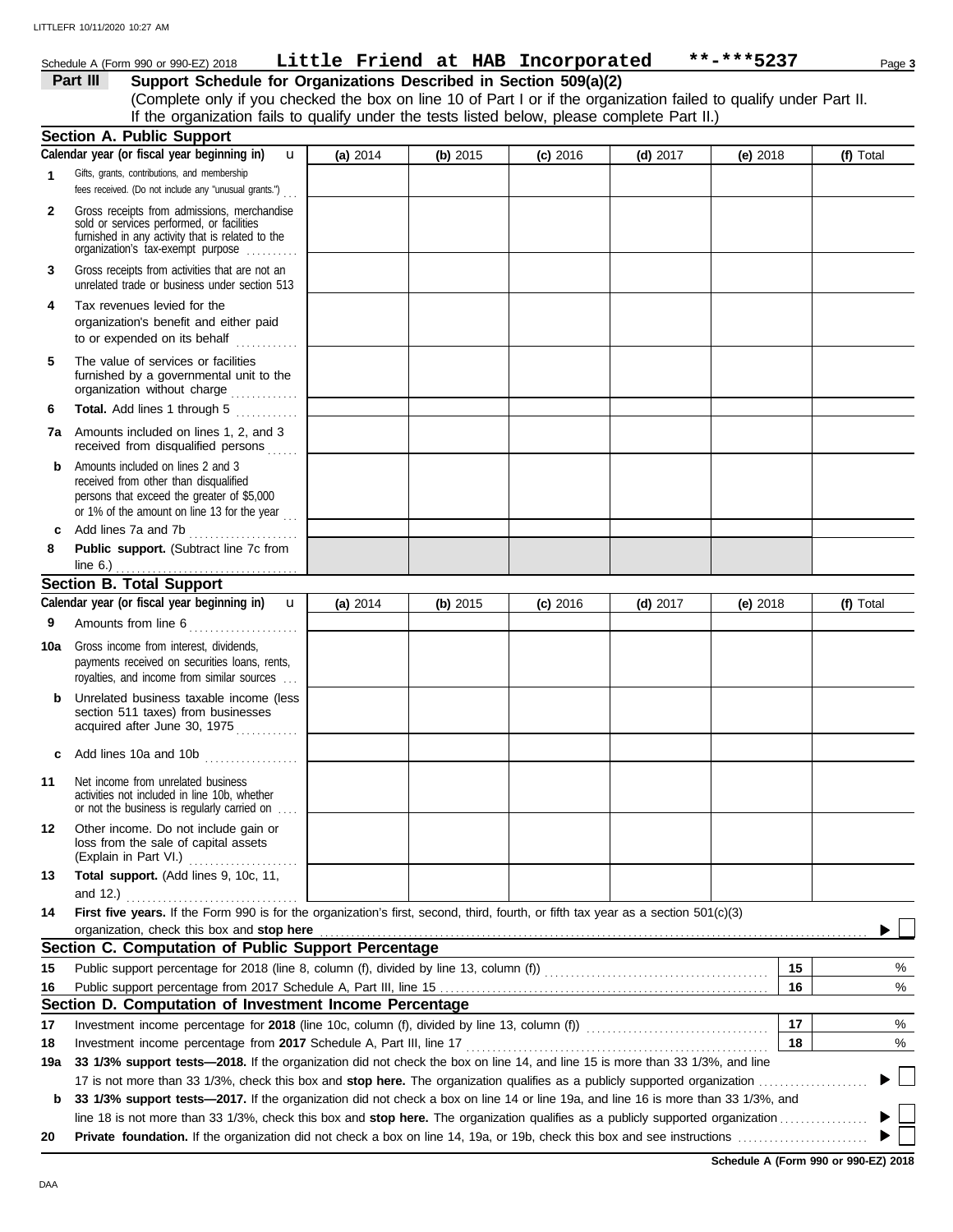Schedule A (Form 990 or 990-EZ) 2018 **Little Friend at HAB Incorporated** **\*\*-\*\*\*5237** Page **3**

## Part III Support Schedule for Organizations Described in Section 509(a)(2)

(Complete only if you checked the box on line 10 of Part I or if the organization failed to qualify under Part II. If the organization fails to qualify under the tests listed below, please complete Part II.)

### Section A. Public Support

| Calendar year (or fiscal year beginning in) | (a) 2014 | (b) 2015 | (c) 2016 | (d) 2017 | (e) 2018 | (f) Total |
|---|---|---|---|---|---|---|
| **1** Gifts, grants, contributions, and membership fees received. (Do not include any "unusual grants.") | | | | | | |
| **2** Gross receipts from admissions, merchandise sold or services performed, or facilities furnished in any activity that is related to the organization's tax-exempt purpose | | | | | | |
| **3** Gross receipts from activities that are not an unrelated trade or business under section 513 | | | | | | |
| **4** Tax revenues levied for the organization's benefit and either paid to or expended on its behalf | | | | | | |
| **5** The value of services or facilities furnished by a governmental unit to the organization without charge | | | | | | |
| **6** **Total.** Add lines 1 through 5 | | | | | | |
| **7a** Amounts included on lines 1, 2, and 3 received from disqualified persons | | | | | | |
| **b** Amounts included on lines 2 and 3 received from other than disqualified persons that exceed the greater of $5,000 or 1% of the amount on line 13 for the year | | | | | | |
| **c** Add lines 7a and 7b | | | | | | |
| **8** **Public support.** (Subtract line 7c from line 6.) | | | | | | |

### Section B. Total Support

| Calendar year (or fiscal year beginning in) | (a) 2014 | (b) 2015 | (c) 2016 | (d) 2017 | (e) 2018 | (f) Total |
|---|---|---|---|---|---|---|
| **9** Amounts from line 6 | | | | | | |
| **10a** Gross income from interest, dividends, payments received on securities loans, rents, royalties, and income from similar sources | | | | | | |
| **b** Unrelated business taxable income (less section 511 taxes) from businesses acquired after June 30, 1975 | | | | | | |
| **c** Add lines 10a and 10b | | | | | | |
| **11** Net income from unrelated business activities not included in line 10b, whether or not the business is regularly carried on | | | | | | |
| **12** Other income. Do not include gain or loss from the sale of capital assets (Explain in Part VI.) | | | | | | |
| **13** **Total support.** (Add lines 9, 10c, 11, and 12.) | | | | | | |

**14** **First five years.** If the Form 990 is for the organization's first, second, third, fourth, or fifth tax year as a section 501(c)(3) organization, check this box and **stop here** ☐

### Section C. Computation of Public Support Percentage

| | | | |
|---|---|---|---|
| **15** | Public support percentage for 2018 (line 8, column (f), divided by line 13, column (f)) | **15** | % |
| **16** | Public support percentage from 2017 Schedule A, Part III, line 15 | **16** | % |

### Section D. Computation of Investment Income Percentage

| | | | |
|---|---|---|---|
| **17** | Investment income percentage for **2018** (line 10c, column (f), divided by line 13, column (f)) | **17** | % |
| **18** | Investment income percentage from **2017** Schedule A, Part III, line 17 | **18** | % |

**19a** **33 1/3% support tests—2018.** If the organization did not check the box on line 14, and line 15 is more than 33 1/3%, and line 17 is not more than 33 1/3%, check this box and **stop here.** The organization qualifies as a publicly supported organization ☐

**b** **33 1/3% support tests—2017.** If the organization did not check a box on line 14 or line 19a, and line 16 is more than 33 1/3%, and line 18 is not more than 33 1/3%, check this box and **stop here.** The organization qualifies as a publicly supported organization ☐

**20** **Private foundation.** If the organization did not check a box on line 14, 19a, or 19b, check this box and see instructions ☐

**Schedule A (Form 990 or 990-EZ) 2018**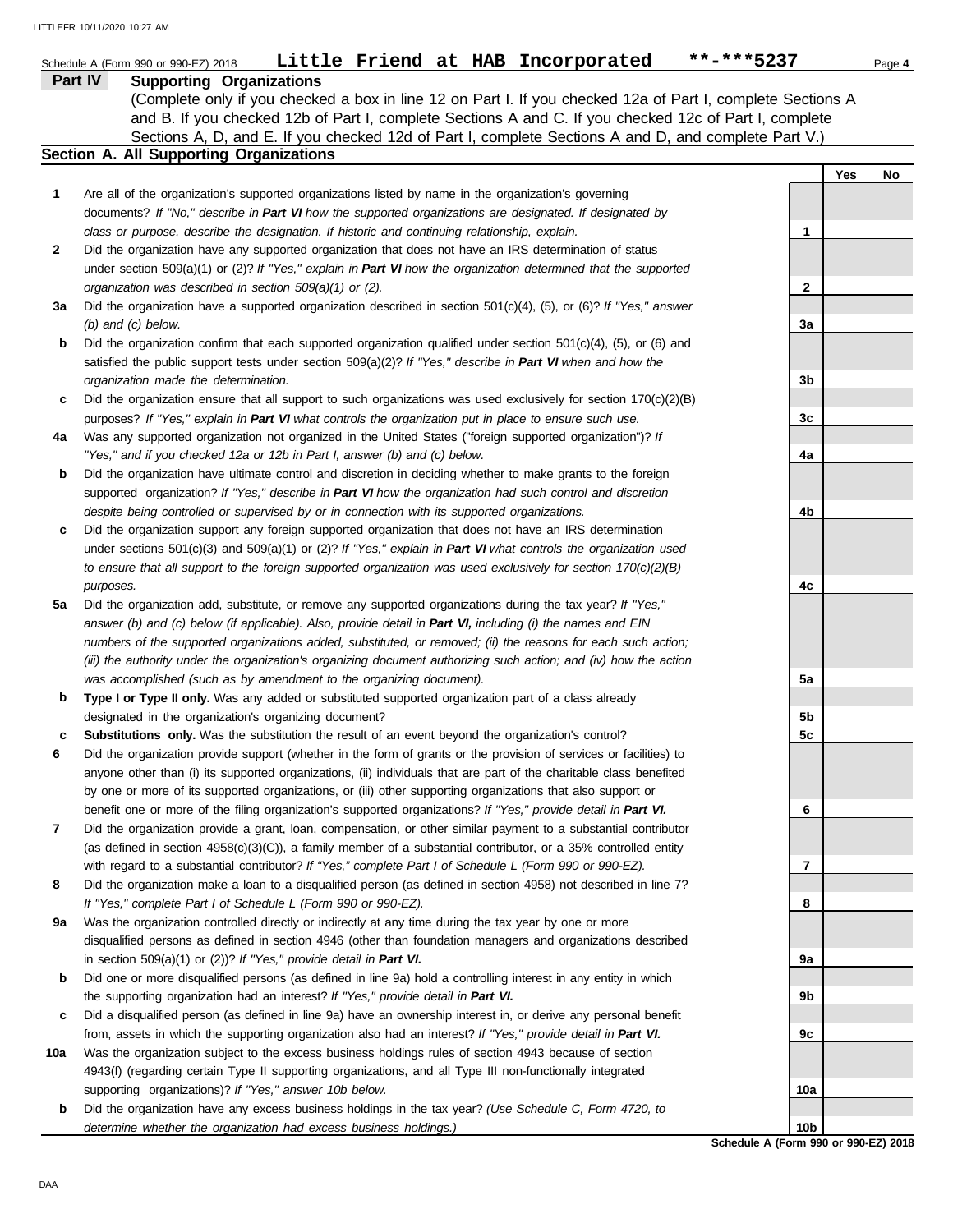Schedule A (Form 990 or 990-EZ) 2018 **Little Friend at HAB Incorporated** **-***5237

## Part IV Supporting Organizations

(Complete only if you checked a box in line 12 on Part I. If you checked 12a of Part I, complete Sections A and B. If you checked 12b of Part I, complete Sections A and C. If you checked 12c of Part I, complete Sections A, D, and E. If you checked 12d of Part I, complete Sections A and D, and complete Part V.)

### Section A. All Supporting Organizations

| | | | Yes | No |
|---|---|---|---|---|
| **1** | Are all of the organization's supported organizations listed by name in the organization's governing documents? *If "No," describe in **Part VI** how the supported organizations are designated. If designated by class or purpose, describe the designation. If historic and continuing relationship, explain.* | 1 | | |
| **2** | Did the organization have any supported organization that does not have an IRS determination of status under section 509(a)(1) or (2)? *If "Yes," explain in **Part VI** how the organization determined that the supported organization was described in section 509(a)(1) or (2).* | 2 | | |
| **3a** | Did the organization have a supported organization described in section 501(c)(4), (5), or (6)? *If "Yes," answer (b) and (c) below.* | 3a | | |
| **b** | Did the organization confirm that each supported organization qualified under section 501(c)(4), (5), or (6) and satisfied the public support tests under section 509(a)(2)? *If "Yes," describe in **Part VI** when and how the organization made the determination.* | 3b | | |
| **c** | Did the organization ensure that all support to such organizations was used exclusively for section 170(c)(2)(B) purposes? *If "Yes," explain in **Part VI** what controls the organization put in place to ensure such use.* | 3c | | |
| **4a** | Was any supported organization not organized in the United States ("foreign supported organization")? *If "Yes," and if you checked 12a or 12b in Part I, answer (b) and (c) below.* | 4a | | |
| **b** | Did the organization have ultimate control and discretion in deciding whether to make grants to the foreign supported organization? *If "Yes," describe in **Part VI** how the organization had such control and discretion despite being controlled or supervised by or in connection with its supported organizations.* | 4b | | |
| **c** | Did the organization support any foreign supported organization that does not have an IRS determination under sections 501(c)(3) and 509(a)(1) or (2)? *If "Yes," explain in **Part VI** what controls the organization used to ensure that all support to the foreign supported organization was used exclusively for section 170(c)(2)(B) purposes.* | 4c | | |
| **5a** | Did the organization add, substitute, or remove any supported organizations during the tax year? *If "Yes," answer (b) and (c) below (if applicable). Also, provide detail in **Part VI,** including (i) the names and EIN numbers of the supported organizations added, substituted, or removed; (ii) the reasons for each such action; (iii) the authority under the organization's organizing document authorizing such action; and (iv) how the action was accomplished (such as by amendment to the organizing document).* | 5a | | |
| **b** | **Type I or Type II only.** Was any added or substituted supported organization part of a class already designated in the organization's organizing document? | 5b | | |
| **c** | **Substitutions only.** Was the substitution the result of an event beyond the organization's control? | 5c | | |
| **6** | Did the organization provide support (whether in the form of grants or the provision of services or facilities) to anyone other than (i) its supported organizations, (ii) individuals that are part of the charitable class benefited by one or more of its supported organizations, or (iii) other supporting organizations that also support or benefit one or more of the filing organization's supported organizations? *If "Yes," provide detail in **Part VI.*** | 6 | | |
| **7** | Did the organization provide a grant, loan, compensation, or other similar payment to a substantial contributor (as defined in section 4958(c)(3)(C)), a family member of a substantial contributor, or a 35% controlled entity with regard to a substantial contributor? *If "Yes," complete Part I of Schedule L (Form 990 or 990-EZ).* | 7 | | |
| **8** | Did the organization make a loan to a disqualified person (as defined in section 4958) not described in line 7? *If "Yes," complete Part I of Schedule L (Form 990 or 990-EZ).* | 8 | | |
| **9a** | Was the organization controlled directly or indirectly at any time during the tax year by one or more disqualified persons as defined in section 4946 (other than foundation managers and organizations described in section 509(a)(1) or (2))? *If "Yes," provide detail in **Part VI.*** | 9a | | |
| **b** | Did one or more disqualified persons (as defined in line 9a) hold a controlling interest in any entity in which the supporting organization had an interest? *If "Yes," provide detail in **Part VI.*** | 9b | | |
| **c** | Did a disqualified person (as defined in line 9a) have an ownership interest in, or derive any personal benefit from, assets in which the supporting organization also had an interest? *If "Yes," provide detail in **Part VI.*** | 9c | | |
| **10a** | Was the organization subject to the excess business holdings rules of section 4943 because of section 4943(f) (regarding certain Type II supporting organizations, and all Type III non-functionally integrated supporting organizations)? *If "Yes," answer 10b below.* | 10a | | |
| **b** | Did the organization have any excess business holdings in the tax year? *(Use Schedule C, Form 4720, to determine whether the organization had excess business holdings.)* | 10b | | |

**Schedule A (Form 990 or 990-EZ) 2018**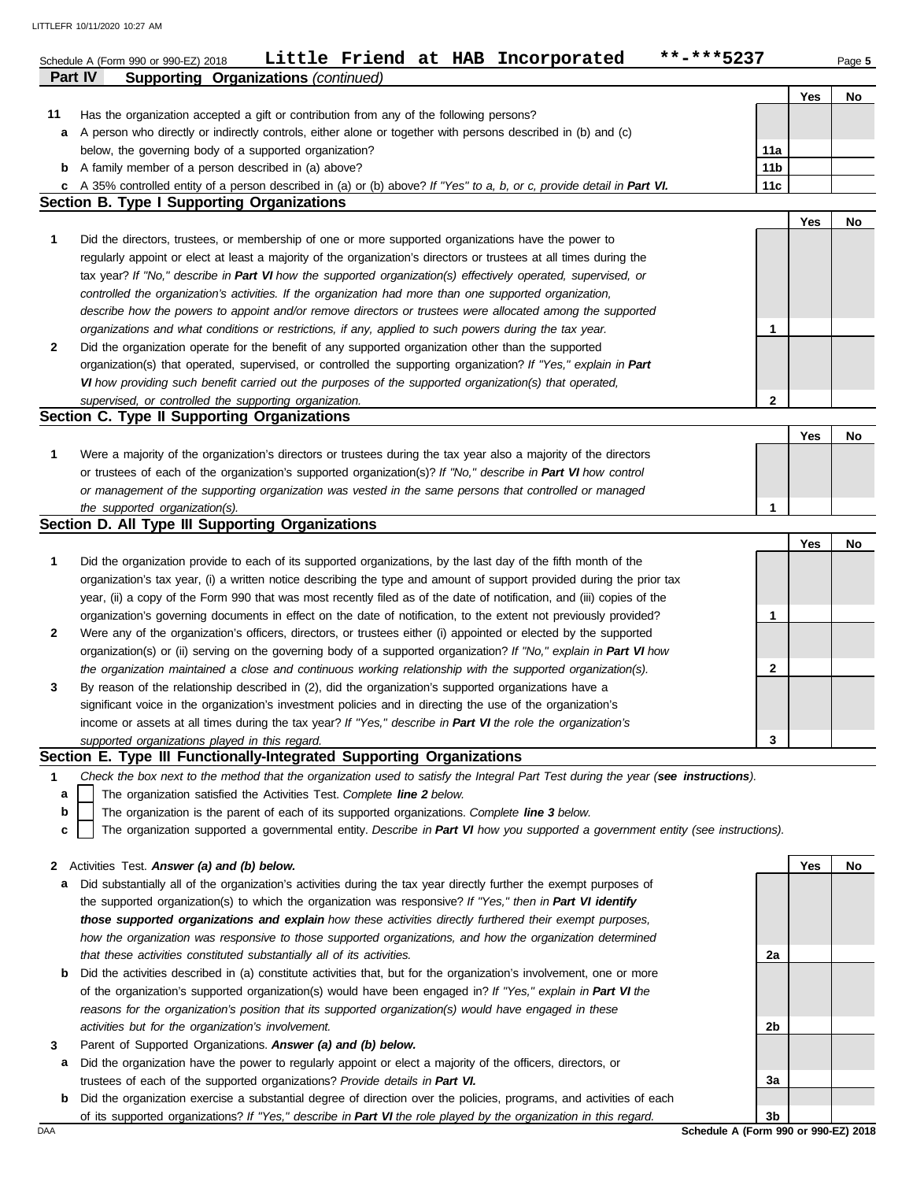Schedule A (Form 990 or 990-EZ) 2018 **Little Friend at HAB Incorporated** **-***5237

## Part IV Supporting Organizations *(continued)*

| | | | Yes | No |
|---|---|---|---|---|
| **11** | Has the organization accepted a gift or contribution from any of the following persons? | | | |
| **a** | A person who directly or indirectly controls, either alone or with persons described in (b) and (c) below, the governing body of a supported organization? | 11a | | |
| **b** | A family member of a person described in (a) above? | 11b | | |
| **c** | A 35% controlled entity of a person described in (a) or (b) above? *If "Yes" to a, b, or c, provide detail in* ***Part VI.*** | 11c | | |

### Section B. Type I Supporting Organizations

| | | | Yes | No |
|---|---|---|---|---|
| **1** | Did the directors, trustees, or membership of one or more supported organizations have the power to regularly appoint or elect at least a majority of the organization's directors or trustees at all times during the tax year? *If "No," describe in* ***Part VI*** *how the supported organization(s) effectively operated, supervised, or controlled the organization's activities. If the organization had more than one supported organization, describe how the powers to appoint and/or remove directors or trustees were allocated among the supported organizations and what conditions or restrictions, if any, applied to such powers during the tax year.* | 1 | | |
| **2** | Did the organization operate for the benefit of any supported organization other than the supported organization(s) that operated, supervised, or controlled the supporting organization? *If "Yes," explain in* ***Part VI*** *how providing such benefit carried out the purposes of the supported organization(s) that operated, supervised, or controlled the supporting organization.* | 2 | | |

### Section C. Type II Supporting Organizations

| | | | Yes | No |
|---|---|---|---|---|
| **1** | Were a majority of the organization's directors or trustees during the tax year also a majority of the directors or trustees of each of the organization's supported organization(s)? *If "No," describe in* ***Part VI*** *how control or management of the supporting organization was vested in the same persons that controlled or managed the supported organization(s).* | 1 | | |

### Section D. All Type III Supporting Organizations

| | | | Yes | No |
|---|---|---|---|---|
| **1** | Did the organization provide to each of its supported organizations, by the last day of the fifth month of the organization's tax year, (i) a written notice describing the type and amount of support provided during the prior tax year, (ii) a copy of the Form 990 that was most recently filed as of the date of notification, and (iii) copies of the organization's governing documents in effect on the date of notification, to the extent not previously provided? | 1 | | |
| **2** | Were any of the organization's officers, directors, or trustees either (i) appointed or elected by the supported organization(s) or (ii) serving on the governing body of a supported organization? *If "No," explain in* ***Part VI*** *how the organization maintained a close and continuous working relationship with the supported organization(s).* | 2 | | |
| **3** | By reason of the relationship described in (2), did the organization's supported organizations have a significant voice in the organization's investment policies and in directing the use of the organization's income or assets at all times during the tax year? *If "Yes," describe in* ***Part VI*** *the role the organization's supported organizations played in this regard.* | 3 | | |

### Section E. Type III Functionally-Integrated Supporting Organizations

**1** *Check the box next to the method that the organization used to satisfy the Integral Part Test during the year (****see instructions****).*

- **a** ☐ The organization satisfied the Activities Test. *Complete* ***line 2*** *below.*
- **b** ☐ The organization is the parent of each of its supported organizations. *Complete* ***line 3*** *below.*
- **c** ☐ The organization supported a governmental entity. *Describe in* ***Part VI*** *how you supported a government entity (see instructions).*

| | | | Yes | No |
|---|---|---|---|---|
| **2** | Activities Test. ***Answer (a) and (b) below.*** | | | |
| **a** | Did substantially all of the organization's activities during the tax year directly further the exempt purposes of the supported organization(s) to which the organization was responsive? *If "Yes," then in* ***Part VI identify those supported organizations and explain*** *how these activities directly furthered their exempt purposes, how the organization was responsive to those supported organizations, and how the organization determined that these activities constituted substantially all of its activities.* | 2a | | |
| **b** | Did the activities described in (a) constitute activities that, but for the organization's involvement, one or more of the organization's supported organization(s) would have been engaged in? *If "Yes," explain in* ***Part VI*** *the reasons for the organization's position that its supported organization(s) would have engaged in these activities but for the organization's involvement.* | 2b | | |
| **3** | Parent of Supported Organizations. ***Answer (a) and (b) below.*** | | | |
| **a** | Did the organization have the power to regularly appoint or elect a majority of the officers, directors, or trustees of each of the supported organizations? *Provide details in* ***Part VI.*** | 3a | | |
| **b** | Did the organization exercise a substantial degree of direction over the policies, programs, and activities of each of its supported organizations? *If "Yes," describe in* ***Part VI*** *the role played by the organization in this regard.* | 3b | | |

Schedule A (Form 990 or 990-EZ) 2018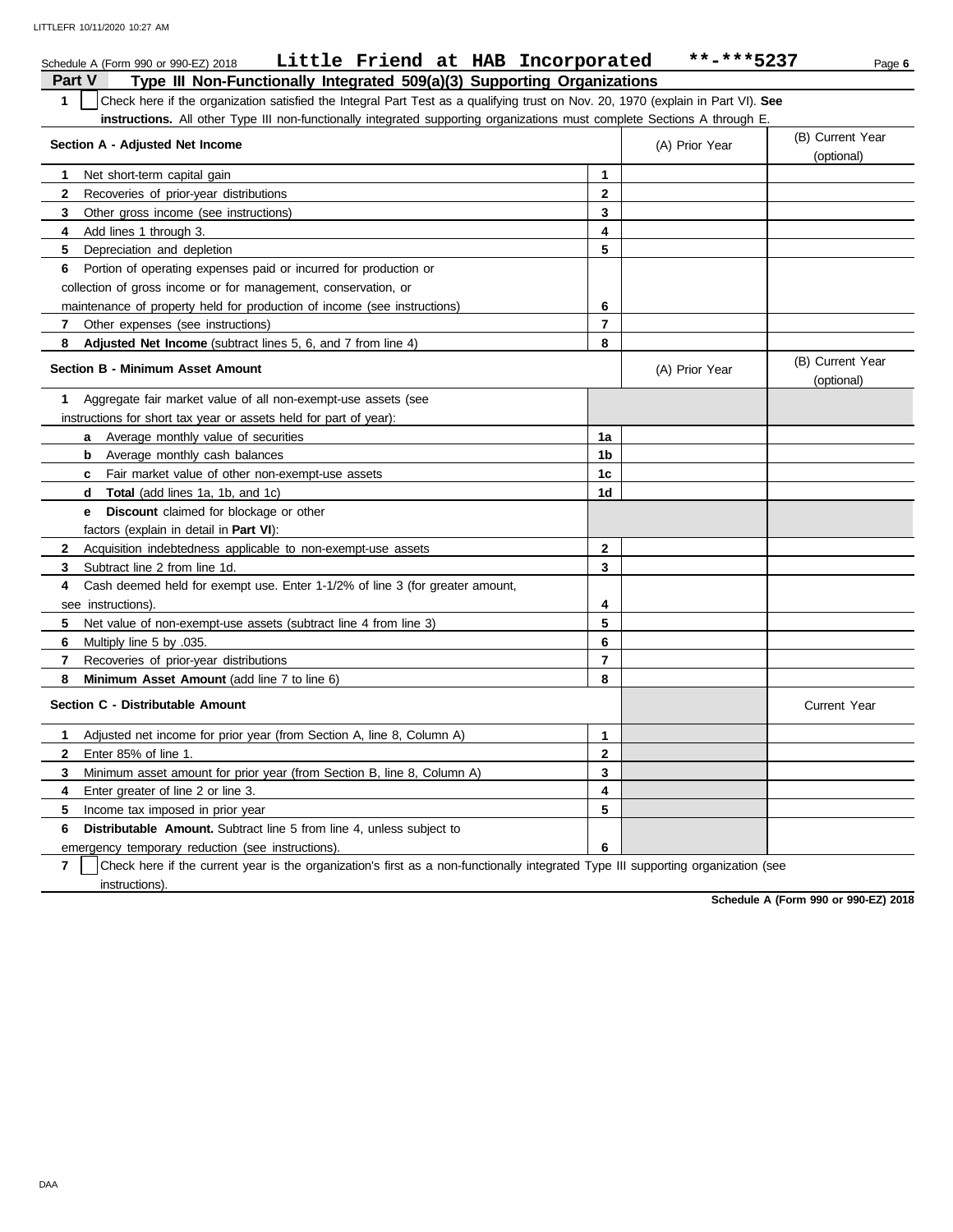Schedule A (Form 990 or 990-EZ) 2018 **Little Friend at HAB Incorporated** **-***5237

## Part V Type III Non-Functionally Integrated 509(a)(3) Supporting Organizations

**1** ☐ Check here if the organization satisfied the Integral Part Test as a qualifying trust on Nov. 20, 1970 (explain in Part VI). **See instructions.** All other Type III non-functionally integrated supporting organizations must complete Sections A through E.

| Section A - Adjusted Net Income | | (A) Prior Year | (B) Current Year (optional) |
|---|---|---|---|
| **1** Net short-term capital gain | 1 | | |
| **2** Recoveries of prior-year distributions | 2 | | |
| **3** Other gross income (see instructions) | 3 | | |
| **4** Add lines 1 through 3. | 4 | | |
| **5** Depreciation and depletion | 5 | | |
| **6** Portion of operating expenses paid or incurred for production or collection of gross income or for management, conservation, or maintenance of property held for production of income (see instructions) | 6 | | |
| **7** Other expenses (see instructions) | 7 | | |
| **8** **Adjusted Net Income** (subtract lines 5, 6, and 7 from line 4) | 8 | | |

| Section B - Minimum Asset Amount | | (A) Prior Year | (B) Current Year (optional) |
|---|---|---|---|
| **1** Aggregate fair market value of all non-exempt-use assets (see instructions for short tax year or assets held for part of year): | | | |
| **a** Average monthly value of securities | 1a | | |
| **b** Average monthly cash balances | 1b | | |
| **c** Fair market value of other non-exempt-use assets | 1c | | |
| **d** **Total** (add lines 1a, 1b, and 1c) | 1d | | |
| **e** **Discount** claimed for blockage or other factors (explain in detail in **Part VI**): | | | |
| **2** Acquisition indebtedness applicable to non-exempt-use assets | 2 | | |
| **3** Subtract line 2 from line 1d. | 3 | | |
| **4** Cash deemed held for exempt use. Enter 1-1/2% of line 3 (for greater amount, see instructions). | 4 | | |
| **5** Net value of non-exempt-use assets (subtract line 4 from line 3) | 5 | | |
| **6** Multiply line 5 by .035. | 6 | | |
| **7** Recoveries of prior-year distributions | 7 | | |
| **8** **Minimum Asset Amount** (add line 7 to line 6) | 8 | | |

| Section C - Distributable Amount | | | Current Year |
|---|---|---|---|
| **1** Adjusted net income for prior year (from Section A, line 8, Column A) | 1 | | |
| **2** Enter 85% of line 1. | 2 | | |
| **3** Minimum asset amount for prior year (from Section B, line 8, Column A) | 3 | | |
| **4** Enter greater of line 2 or line 3. | 4 | | |
| **5** Income tax imposed in prior year | 5 | | |
| **6** **Distributable Amount.** Subtract line 5 from line 4, unless subject to emergency temporary reduction (see instructions). | 6 | | |

**7** ☐ Check here if the current year is the organization's first as a non-functionally integrated Type III supporting organization (see instructions).

**Schedule A (Form 990 or 990-EZ) 2018**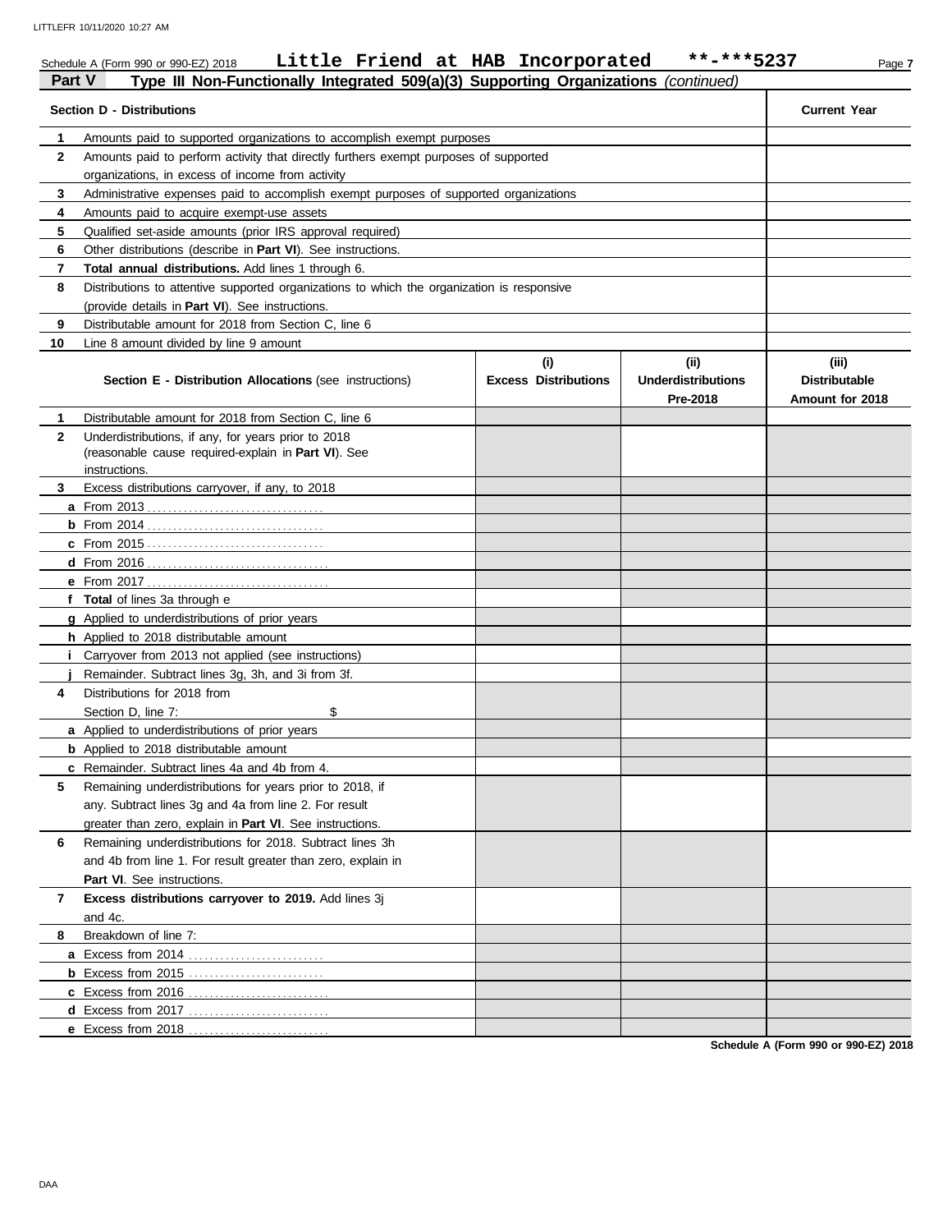Schedule A (Form 990 or 990-EZ) 2018 **Little Friend at HAB Incorporated** **-***5237

## Part V Type III Non-Functionally Integrated 509(a)(3) Supporting Organizations *(continued)*

| Section D - Distributions | Current Year |
|---|---|
| **1** Amounts paid to supported organizations to accomplish exempt purposes | |
| **2** Amounts paid to perform activity that directly furthers exempt purposes of supported organizations, in excess of income from activity | |
| **3** Administrative expenses paid to accomplish exempt purposes of supported organizations | |
| **4** Amounts paid to acquire exempt-use assets | |
| **5** Qualified set-aside amounts (prior IRS approval required) | |
| **6** Other distributions (describe in **Part VI**). See instructions. | |
| **7** **Total annual distributions.** Add lines 1 through 6. | |
| **8** Distributions to attentive supported organizations to which the organization is responsive (provide details in **Part VI**). See instructions. | |
| **9** Distributable amount for 2018 from Section C, line 6 | |
| **10** Line 8 amount divided by line 9 amount | |

| Section E - Distribution Allocations (see instructions) | (i) Excess Distributions | (ii) Underdistributions Pre-2018 | (iii) Distributable Amount for 2018 |
|---|---|---|---|
| **1** Distributable amount for 2018 from Section C, line 6 | | | |
| **2** Underdistributions, if any, for years prior to 2018 (reasonable cause required-explain in **Part VI**). See instructions. | | | |
| **3** Excess distributions carryover, if any, to 2018 | | | |
| **a** From 2013 | | | |
| **b** From 2014 | | | |
| **c** From 2015 | | | |
| **d** From 2016 | | | |
| **e** From 2017 | | | |
| **f** **Total** of lines 3a through e | | | |
| **g** Applied to underdistributions of prior years | | | |
| **h** Applied to 2018 distributable amount | | | |
| **i** Carryover from 2013 not applied (see instructions) | | | |
| **j** Remainder. Subtract lines 3g, 3h, and 3i from 3f. | | | |
| **4** Distributions for 2018 from Section D, line 7: $ | | | |
| **a** Applied to underdistributions of prior years | | | |
| **b** Applied to 2018 distributable amount | | | |
| **c** Remainder. Subtract lines 4a and 4b from 4. | | | |
| **5** Remaining underdistributions for years prior to 2018, if any. Subtract lines 3g and 4a from line 2. For result greater than zero, explain in **Part VI**. See instructions. | | | |
| **6** Remaining underdistributions for 2018. Subtract lines 3h and 4b from line 1. For result greater than zero, explain in **Part VI**. See instructions. | | | |
| **7** **Excess distributions carryover to 2019.** Add lines 3j and 4c. | | | |
| **8** Breakdown of line 7: | | | |
| **a** Excess from 2014 | | | |
| **b** Excess from 2015 | | | |
| **c** Excess from 2016 | | | |
| **d** Excess from 2017 | | | |
| **e** Excess from 2018 | | | |

**Schedule A (Form 990 or 990-EZ) 2018**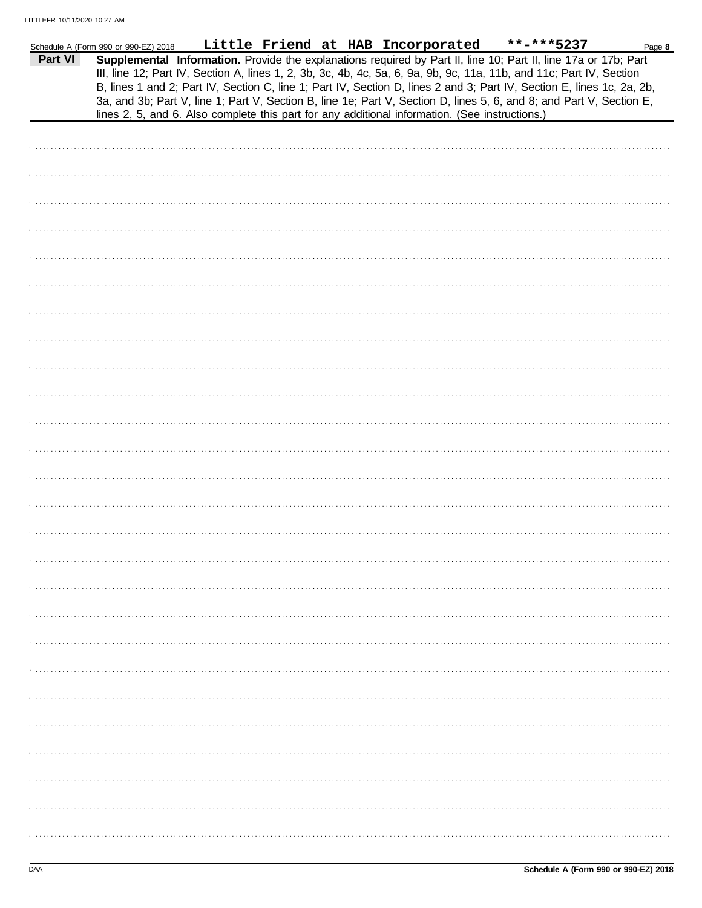Schedule A (Form 990 or 990-EZ) 2018 **Little Friend at HAB Incorporated** **-***5237

## Part VI Supplemental Information.

Provide the explanations required by Part II, line 10; Part II, line 17a or 17b; Part III, line 12; Part IV, Section A, lines 1, 2, 3b, 3c, 4b, 4c, 5a, 6, 9a, 9b, 9c, 11a, 11b, and 11c; Part IV, Section B, lines 1 and 2; Part IV, Section C, line 1; Part IV, Section D, lines 2 and 3; Part IV, Section E, lines 1c, 2a, 2b, 3a, and 3b; Part V, line 1; Part V, Section B, line 1e; Part V, Section D, lines 5, 6, and 8; and Part V, Section E, lines 2, 5, and 6. Also complete this part for any additional information. (See instructions.)

DAA **Schedule A (Form 990 or 990-EZ) 2018**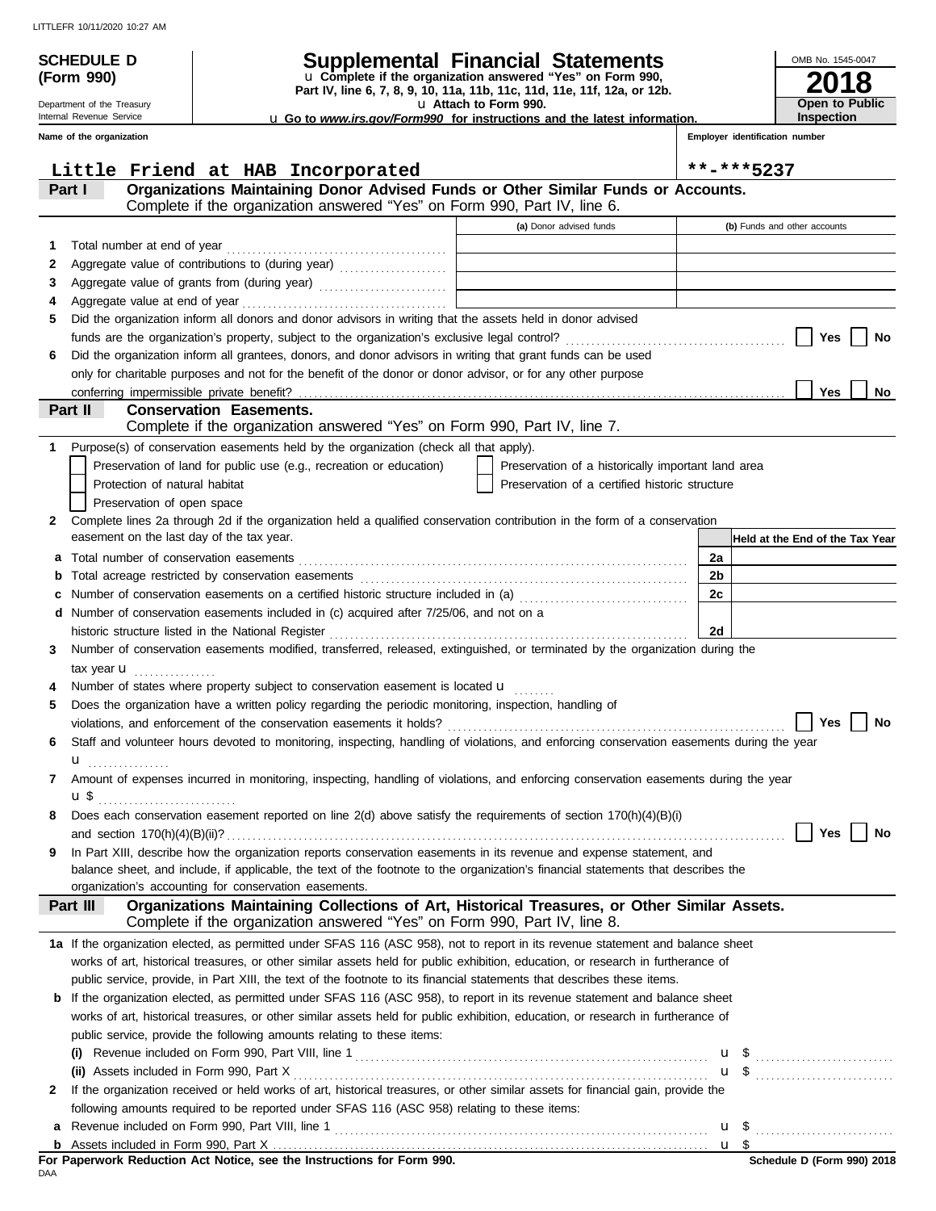LITTLEFR 10/11/2020 10:27 AM

**SCHEDULE D (Form 990)**

Department of the Treasury
Internal Revenue Service

# Supplemental Financial Statements

u Complete if the organization answered "Yes" on Form 990, Part IV, line 6, 7, 8, 9, 10, 11a, 11b, 11c, 11d, 11e, 11f, 12a, or 12b.
u Attach to Form 990.
u Go to *www.irs.gov/Form990* for instructions and the latest information.

OMB No. 1545-0047
**2018**
**Open to Public Inspection**

**Name of the organization**
Little Friend at HAB Incorporated

**Employer identification number**
**-***5237

## Part I — Organizations Maintaining Donor Advised Funds or Other Similar Funds or Accounts.
Complete if the organization answered "Yes" on Form 990, Part IV, line 6.

| | | (a) Donor advised funds | (b) Funds and other accounts |
|---|---|---|---|
| 1 | Total number at end of year | | |
| 2 | Aggregate value of contributions to (during year) | | |
| 3 | Aggregate value of grants from (during year) | | |
| 4 | Aggregate value at end of year | | |

5 Did the organization inform all donors and donor advisors in writing that the assets held in donor advised funds are the organization's property, subject to the organization's exclusive legal control? ☐ Yes ☐ No

6 Did the organization inform all grantees, donors, and donor advisors in writing that grant funds can be used only for charitable purposes and not for the benefit of the donor or donor advisor, or for any other purpose conferring impermissible private benefit? ☐ Yes ☐ No

## Part II — Conservation Easements.
Complete if the organization answered "Yes" on Form 990, Part IV, line 7.

1 Purpose(s) of conservation easements held by the organization (check all that apply).

- ☐ Preservation of land for public use (e.g., recreation or education)
- ☐ Protection of natural habitat
- ☐ Preservation of open space
- ☐ Preservation of a historically important land area
- ☐ Preservation of a certified historic structure

2 Complete lines 2a through 2d if the organization held a qualified conservation contribution in the form of a conservation easement on the last day of the tax year.

| | | | Held at the End of the Tax Year |
|---|---|---|---|
| a | Total number of conservation easements | 2a | |
| b | Total acreage restricted by conservation easements | 2b | |
| c | Number of conservation easements on a certified historic structure included in (a) | 2c | |
| d | Number of conservation easements included in (c) acquired after 7/25/06, and not on a historic structure listed in the National Register | 2d | |

3 Number of conservation easements modified, transferred, released, extinguished, or terminated by the organization during the tax year u

4 Number of states where property subject to conservation easement is located u

5 Does the organization have a written policy regarding the periodic monitoring, inspection, handling of violations, and enforcement of the conservation easements it holds? ☐ Yes ☐ No

6 Staff and volunteer hours devoted to monitoring, inspecting, handling of violations, and enforcing conservation easements during the year u

7 Amount of expenses incurred in monitoring, inspecting, handling of violations, and enforcing conservation easements during the year u $

8 Does each conservation easement reported on line 2(d) above satisfy the requirements of section 170(h)(4)(B)(i) and section 170(h)(4)(B)(ii)? ☐ Yes ☐ No

9 In Part XIII, describe how the organization reports conservation easements in its revenue and expense statement, and balance sheet, and include, if applicable, the text of the footnote to the organization's financial statements that describes the organization's accounting for conservation easements.

## Part III — Organizations Maintaining Collections of Art, Historical Treasures, or Other Similar Assets.
Complete if the organization answered "Yes" on Form 990, Part IV, line 8.

1a If the organization elected, as permitted under SFAS 116 (ASC 958), not to report in its revenue statement and balance sheet works of art, historical treasures, or other similar assets held for public exhibition, education, or research in furtherance of public service, provide, in Part XIII, the text of the footnote to its financial statements that describes these items.

b If the organization elected, as permitted under SFAS 116 (ASC 958), to report in its revenue statement and balance sheet works of art, historical treasures, or other similar assets held for public exhibition, education, or research in furtherance of public service, provide the following amounts relating to these items:

(i) Revenue included on Form 990, Part VIII, line 1 u $

(ii) Assets included in Form 990, Part X u $

2 If the organization received or held works of art, historical treasures, or other similar assets for financial gain, provide the following amounts required to be reported under SFAS 116 (ASC 958) relating to these items:

a Revenue included on Form 990, Part VIII, line 1 u $

b Assets included in Form 990, Part X u $

**For Paperwork Reduction Act Notice, see the Instructions for Form 990.**

DAA

**Schedule D (Form 990) 2018**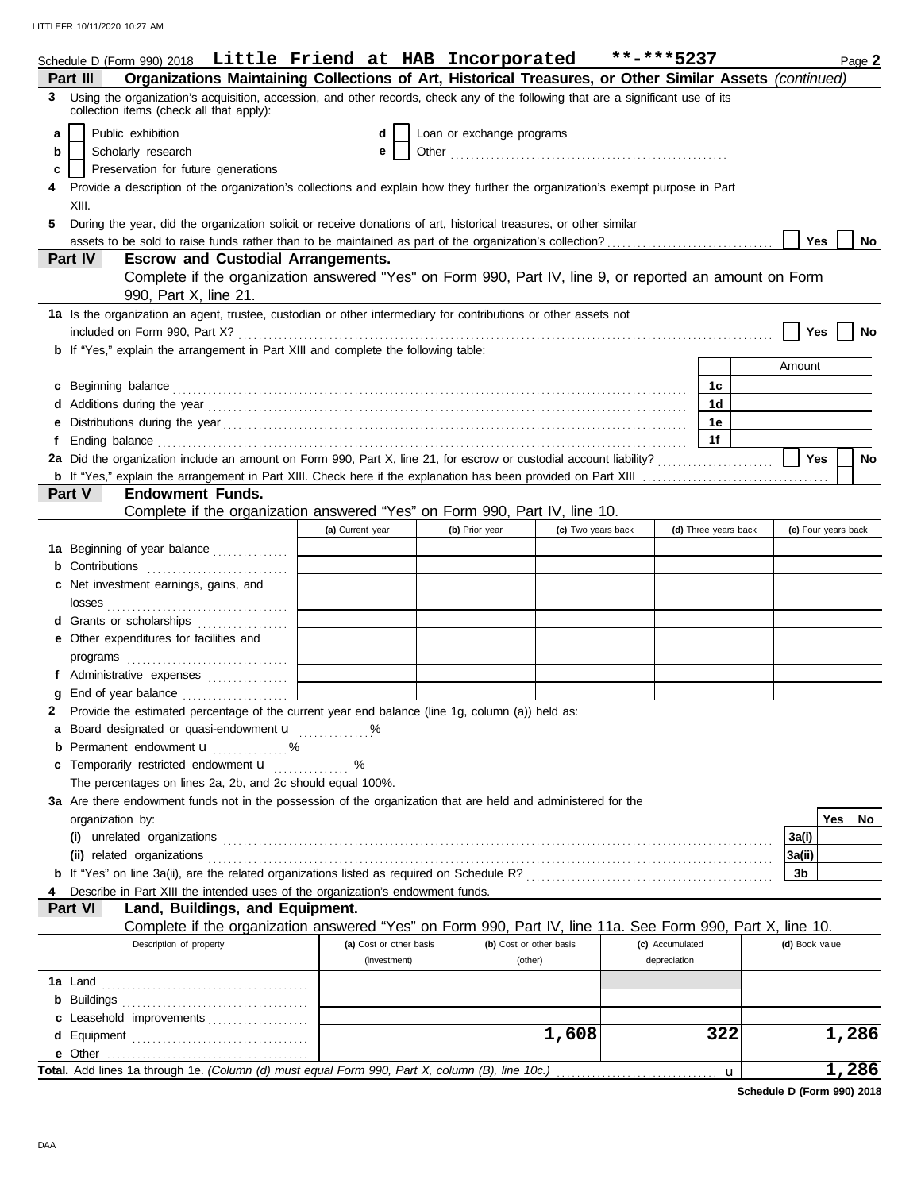Schedule D (Form 990) 2018 **Little Friend at HAB Incorporated** **-***5237 Page **2**

## Part III — Organizations Maintaining Collections of Art, Historical Treasures, or Other Similar Assets *(continued)*

**3** Using the organization's acquisition, accession, and other records, check any of the following that are a significant use of its collection items (check all that apply):

- **a** ☐ Public exhibition
- **b** ☐ Scholarly research
- **c** ☐ Preservation for future generations
- **d** ☐ Loan or exchange programs
- **e** ☐ Other

**4** Provide a description of the organization's collections and explain how they further the organization's exempt purpose in Part XIII.

**5** During the year, did the organization solicit or receive donations of art, historical treasures, or other similar assets to be sold to raise funds rather than to be maintained as part of the organization's collection? ☐ Yes ☐ No

## Part IV — Escrow and Custodial Arrangements.

Complete if the organization answered "Yes" on Form 990, Part IV, line 9, or reported an amount on Form 990, Part X, line 21.

**1a** Is the organization an agent, trustee, custodian or other intermediary for contributions or other assets not included on Form 990, Part X? ☐ Yes ☐ No

**b** If "Yes," explain the arrangement in Part XIII and complete the following table:

| | | | Amount |
|---|---|---|---|
| **c** | Beginning balance | 1c | |
| **d** | Additions during the year | 1d | |
| **e** | Distributions during the year | 1e | |
| **f** | Ending balance | 1f | |

**2a** Did the organization include an amount on Form 990, Part X, line 21, for escrow or custodial account liability? ☐ Yes ☐ No

**b** If "Yes," explain the arrangement in Part XIII. Check here if the explanation has been provided on Part XIII ☐

## Part V — Endowment Funds.

Complete if the organization answered "Yes" on Form 990, Part IV, line 10.

| | (a) Current year | (b) Prior year | (c) Two years back | (d) Three years back | (e) Four years back |
|---|---|---|---|---|---|
| **1a** Beginning of year balance | | | | | |
| **b** Contributions | | | | | |
| **c** Net investment earnings, gains, and losses | | | | | |
| **d** Grants or scholarships | | | | | |
| **e** Other expenditures for facilities and programs | | | | | |
| **f** Administrative expenses | | | | | |
| **g** End of year balance | | | | | |

**2** Provide the estimated percentage of the current year end balance (line 1g, column (a)) held as:

- **a** Board designated or quasi-endowment u ______ %
- **b** Permanent endowment u ______ %
- **c** Temporarily restricted endowment u ______ %

The percentages on lines 2a, 2b, and 2c should equal 100%.

**3a** Are there endowment funds not in the possession of the organization that are held and administered for the organization by:

| | | Yes | No |
|---|---|---|---|
| (i) unrelated organizations | 3a(i) | | |
| (ii) related organizations | 3a(ii) | | |
| **b** If "Yes" on line 3a(ii), are the related organizations listed as required on Schedule R? | 3b | | |

**4** Describe in Part XIII the intended uses of the organization's endowment funds.

## Part VI — Land, Buildings, and Equipment.

Complete if the organization answered "Yes" on Form 990, Part IV, line 11a. See Form 990, Part X, line 10.

| Description of property | (a) Cost or other basis (investment) | (b) Cost or other basis (other) | (c) Accumulated depreciation | (d) Book value |
|---|---|---|---|---|
| **1a** Land | | | | |
| **b** Buildings | | | | |
| **c** Leasehold improvements | | | | |
| **d** Equipment | | 1,608 | 322 | 1,286 |
| **e** Other | | | | |

**Total.** Add lines 1a through 1e. *(Column (d) must equal Form 990, Part X, column (B), line 10c.)* u **1,286**

**Schedule D (Form 990) 2018**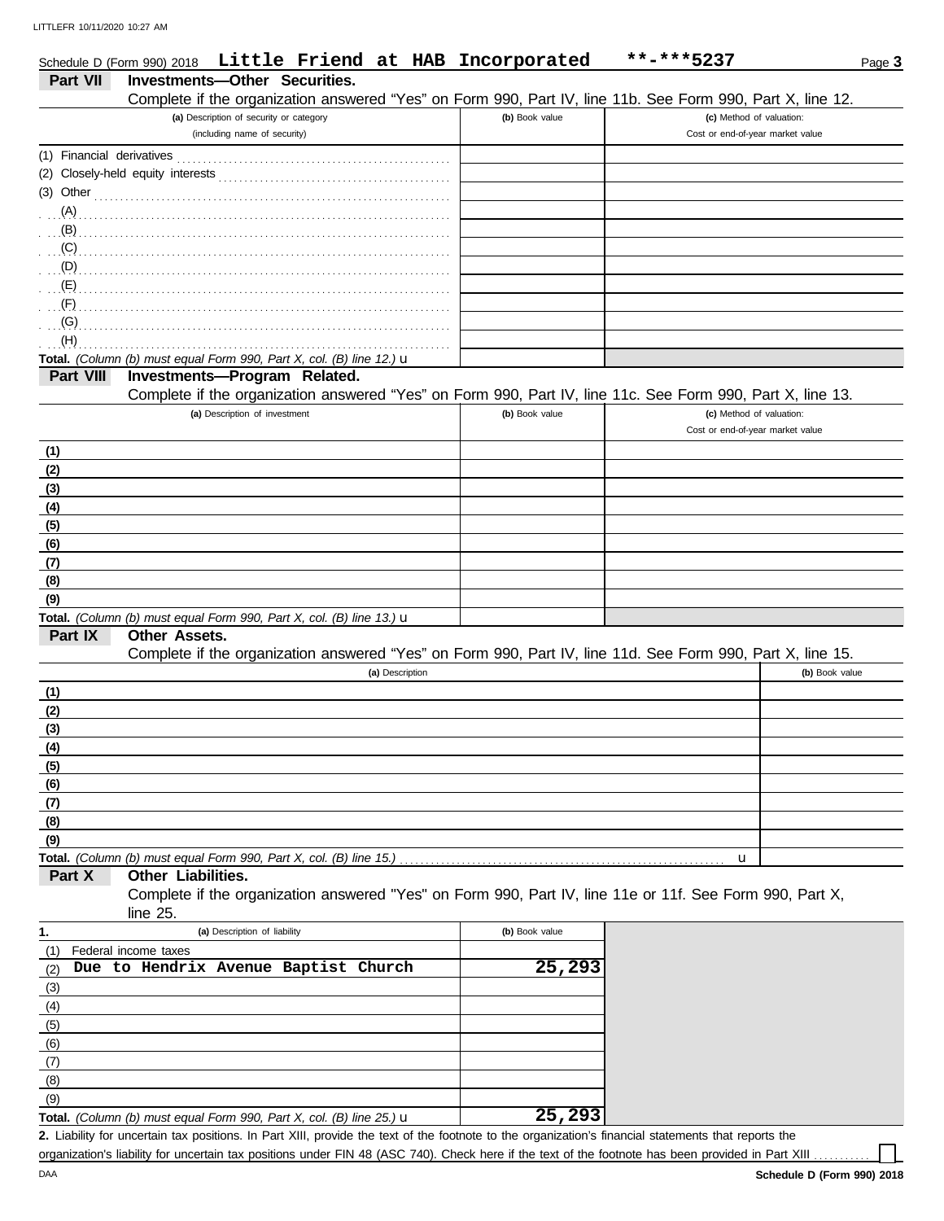Schedule D (Form 990) 2018 **Little Friend at HAB Incorporated** **-***5237 Page **3**

## Part VII Investments—Other Securities.

Complete if the organization answered "Yes" on Form 990, Part IV, line 11b. See Form 990, Part X, line 12.

| (a) Description of security or category (including name of security) | (b) Book value | (c) Method of valuation: Cost or end-of-year market value |
|---|---|---|
| (1) Financial derivatives | | |
| (2) Closely-held equity interests | | |
| (3) Other | | |
| (A) | | |
| (B) | | |
| (C) | | |
| (D) | | |
| (E) | | |
| (F) | | |
| (G) | | |
| (H) | | |
| **Total.** *(Column (b) must equal Form 990, Part X, col. (B) line 12.)* u | | |

## Part VIII Investments—Program Related.

Complete if the organization answered "Yes" on Form 990, Part IV, line 11c. See Form 990, Part X, line 13.

| (a) Description of investment | (b) Book value | (c) Method of valuation: Cost or end-of-year market value |
|---|---|---|
| (1) | | |
| (2) | | |
| (3) | | |
| (4) | | |
| (5) | | |
| (6) | | |
| (7) | | |
| (8) | | |
| (9) | | |
| **Total.** *(Column (b) must equal Form 990, Part X, col. (B) line 13.)* u | | |

## Part IX Other Assets.

Complete if the organization answered "Yes" on Form 990, Part IV, line 11d. See Form 990, Part X, line 15.

| (a) Description | (b) Book value |
|---|---|
| (1) | |
| (2) | |
| (3) | |
| (4) | |
| (5) | |
| (6) | |
| (7) | |
| (8) | |
| (9) | |
| **Total.** *(Column (b) must equal Form 990, Part X, col. (B) line 15.)* u | |

## Part X Other Liabilities.

Complete if the organization answered "Yes" on Form 990, Part IV, line 11e or 11f. See Form 990, Part X, line 25.

| 1. (a) Description of liability | (b) Book value |
|---|---|
| (1) Federal income taxes | |
| (2) **Due to Hendrix Avenue Baptist Church** | **25,293** |
| (3) | |
| (4) | |
| (5) | |
| (6) | |
| (7) | |
| (8) | |
| (9) | |
| **Total.** *(Column (b) must equal Form 990, Part X, col. (B) line 25.)* u | **25,293** |

**2.** Liability for uncertain tax positions. In Part XIII, provide the text of the footnote to the organization's financial statements that reports the organization's liability for uncertain tax positions under FIN 48 (ASC 740). Check here if the text of the footnote has been provided in Part XIII ☐

DAA **Schedule D (Form 990) 2018**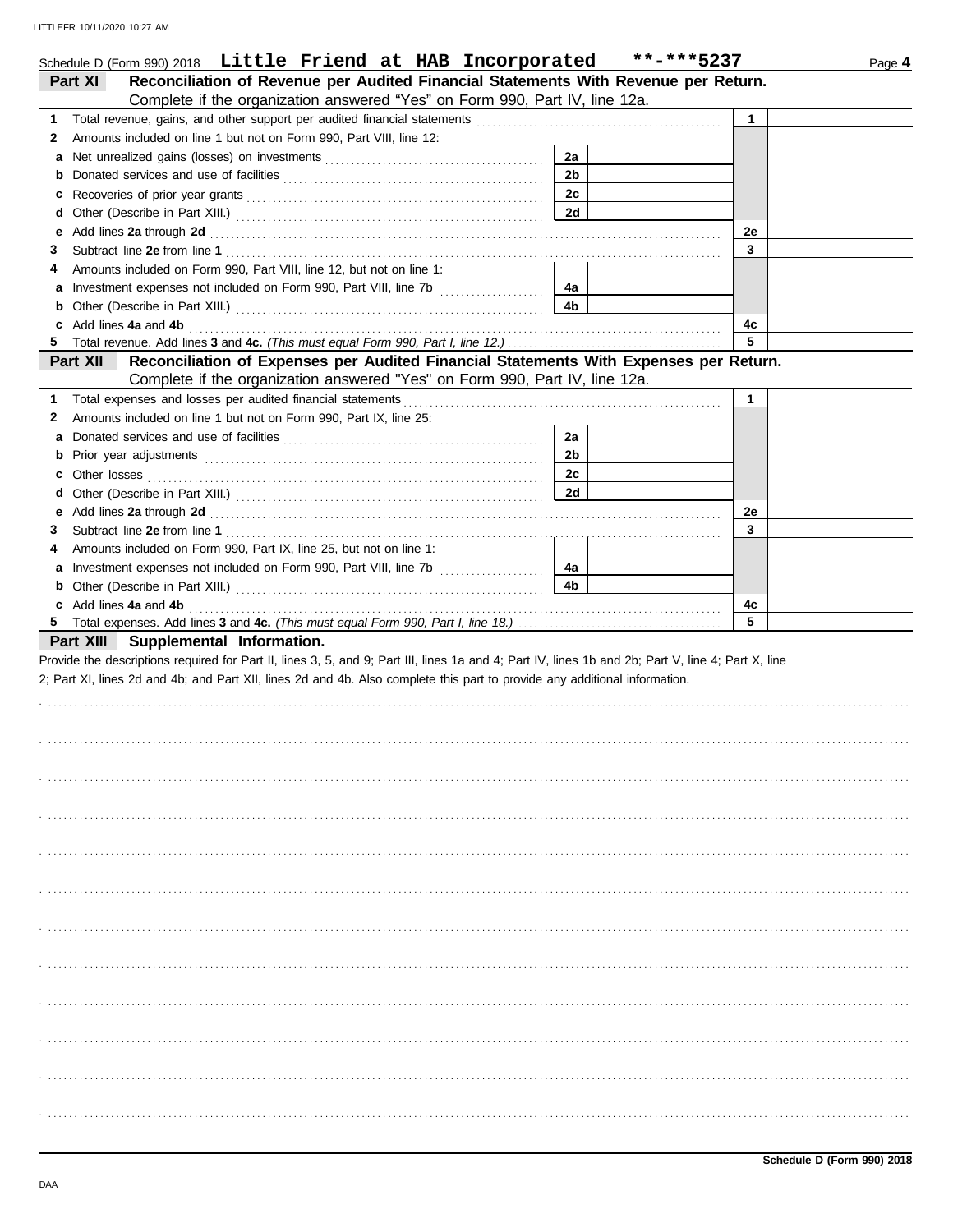Schedule D (Form 990) 2018 **Little Friend at HAB Incorporated** **-***5237

## Part XI Reconciliation of Revenue per Audited Financial Statements With Revenue per Return.

Complete if the organization answered "Yes" on Form 990, Part IV, line 12a.

| | | | | | |
|---|---|---|---|---|---|
| **1** | Total revenue, gains, and other support per audited financial statements | | | 1 | |
| **2** | Amounts included on line 1 but not on Form 990, Part VIII, line 12: | | | | |
| **a** | Net unrealized gains (losses) on investments | 2a | | | |
| **b** | Donated services and use of facilities | 2b | | | |
| **c** | Recoveries of prior year grants | 2c | | | |
| **d** | Other (Describe in Part XIII.) | 2d | | | |
| **e** | Add lines **2a** through **2d** | | | 2e | |
| **3** | Subtract line **2e** from line **1** | | | 3 | |
| **4** | Amounts included on Form 990, Part VIII, line 12, but not on line 1: | | | | |
| **a** | Investment expenses not included on Form 990, Part VIII, line 7b | 4a | | | |
| **b** | Other (Describe in Part XIII.) | 4b | | | |
| **c** | Add lines **4a** and **4b** | | | 4c | |
| **5** | Total revenue. Add lines **3** and **4c.** *(This must equal Form 990, Part I, line 12.)* | | | 5 | |

## Part XII Reconciliation of Expenses per Audited Financial Statements With Expenses per Return.

Complete if the organization answered "Yes" on Form 990, Part IV, line 12a.

| | | | | | |
|---|---|---|---|---|---|
| **1** | Total expenses and losses per audited financial statements | | | 1 | |
| **2** | Amounts included on line 1 but not on Form 990, Part IX, line 25: | | | | |
| **a** | Donated services and use of facilities | 2a | | | |
| **b** | Prior year adjustments | 2b | | | |
| **c** | Other losses | 2c | | | |
| **d** | Other (Describe in Part XIII.) | 2d | | | |
| **e** | Add lines **2a** through **2d** | | | 2e | |
| **3** | Subtract line **2e** from line **1** | | | 3 | |
| **4** | Amounts included on Form 990, Part IX, line 25, but not on line 1: | | | | |
| **a** | Investment expenses not included on Form 990, Part VIII, line 7b | 4a | | | |
| **b** | Other (Describe in Part XIII.) | 4b | | | |
| **c** | Add lines **4a** and **4b** | | | 4c | |
| **5** | Total expenses. Add lines **3** and **4c.** *(This must equal Form 990, Part I, line 18.)* | | | 5 | |

## Part XIII Supplemental Information.

Provide the descriptions required for Part II, lines 3, 5, and 9; Part III, lines 1a and 4; Part IV, lines 1b and 2b; Part V, line 4; Part X, line 2; Part XI, lines 2d and 4b; and Part XII, lines 2d and 4b. Also complete this part to provide any additional information.

Schedule D (Form 990) 2018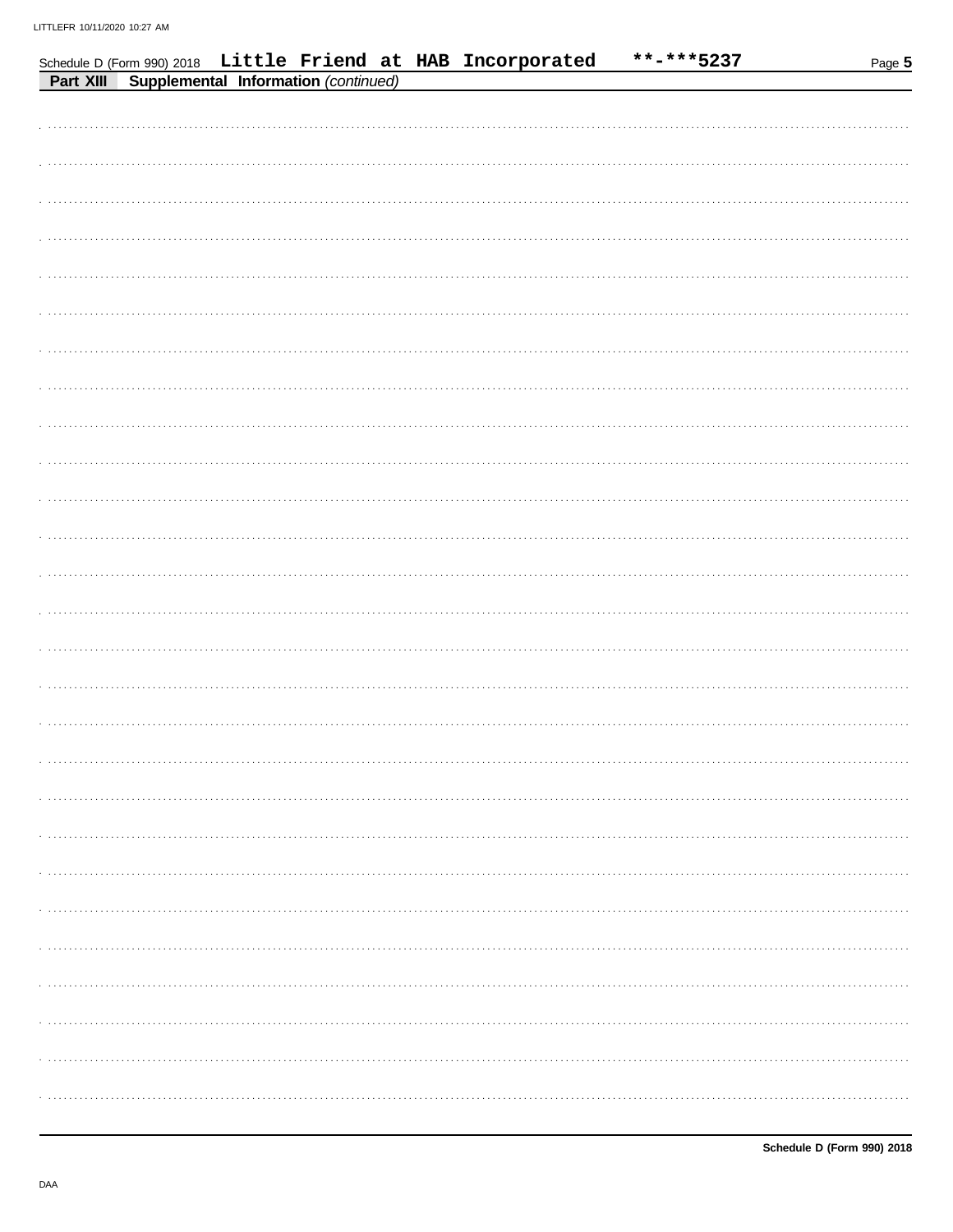Schedule D (Form 990) 2018 Little Friend at HAB Incorporated **-***5237

**Part XIII Supplemental Information** *(continued)*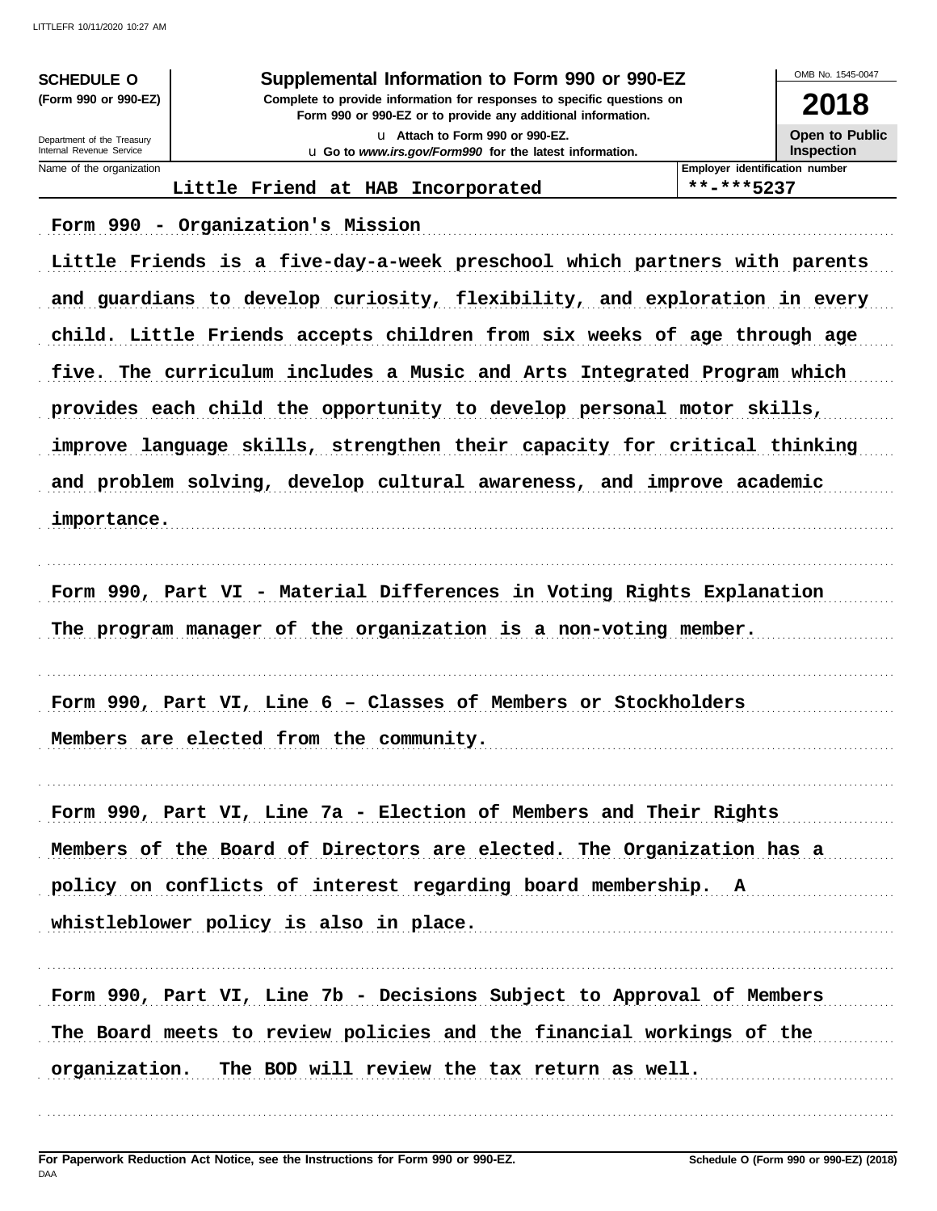**SCHEDULE O**
**(Form 990 or 990-EZ)**

Department of the Treasury
Internal Revenue Service

# Supplemental Information to Form 990 or 990-EZ

**Complete to provide information for responses to specific questions on Form 990 or 990-EZ or to provide any additional information.**

u Attach to Form 990 or 990-EZ.

u Go to *www.irs.gov/Form990* for the latest information.

OMB No. 1545-0047

**2018**

**Open to Public Inspection**

| Name of the organization | Employer identification number |
|---|---|
| Little Friend at HAB Incorporated | **-***5237 |

Form 990 - Organization's Mission

Little Friends is a five-day-a-week preschool which partners with parents and guardians to develop curiosity, flexibility, and exploration in every child. Little Friends accepts children from six weeks of age through age five. The curriculum includes a Music and Arts Integrated Program which provides each child the opportunity to develop personal motor skills, improve language skills, strengthen their capacity for critical thinking and problem solving, develop cultural awareness, and improve academic importance.

Form 990, Part VI - Material Differences in Voting Rights Explanation

The program manager of the organization is a non-voting member.

Form 990, Part VI, Line 6 – Classes of Members or Stockholders

Members are elected from the community.

Form 990, Part VI, Line 7a - Election of Members and Their Rights

Members of the Board of Directors are elected. The Organization has a policy on conflicts of interest regarding board membership. A whistleblower policy is also in place.

Form 990, Part VI, Line 7b - Decisions Subject to Approval of Members

The Board meets to review policies and the financial workings of the organization. The BOD will review the tax return as well.

**For Paperwork Reduction Act Notice, see the Instructions for Form 990 or 990-EZ.** **Schedule O (Form 990 or 990-EZ) (2018)**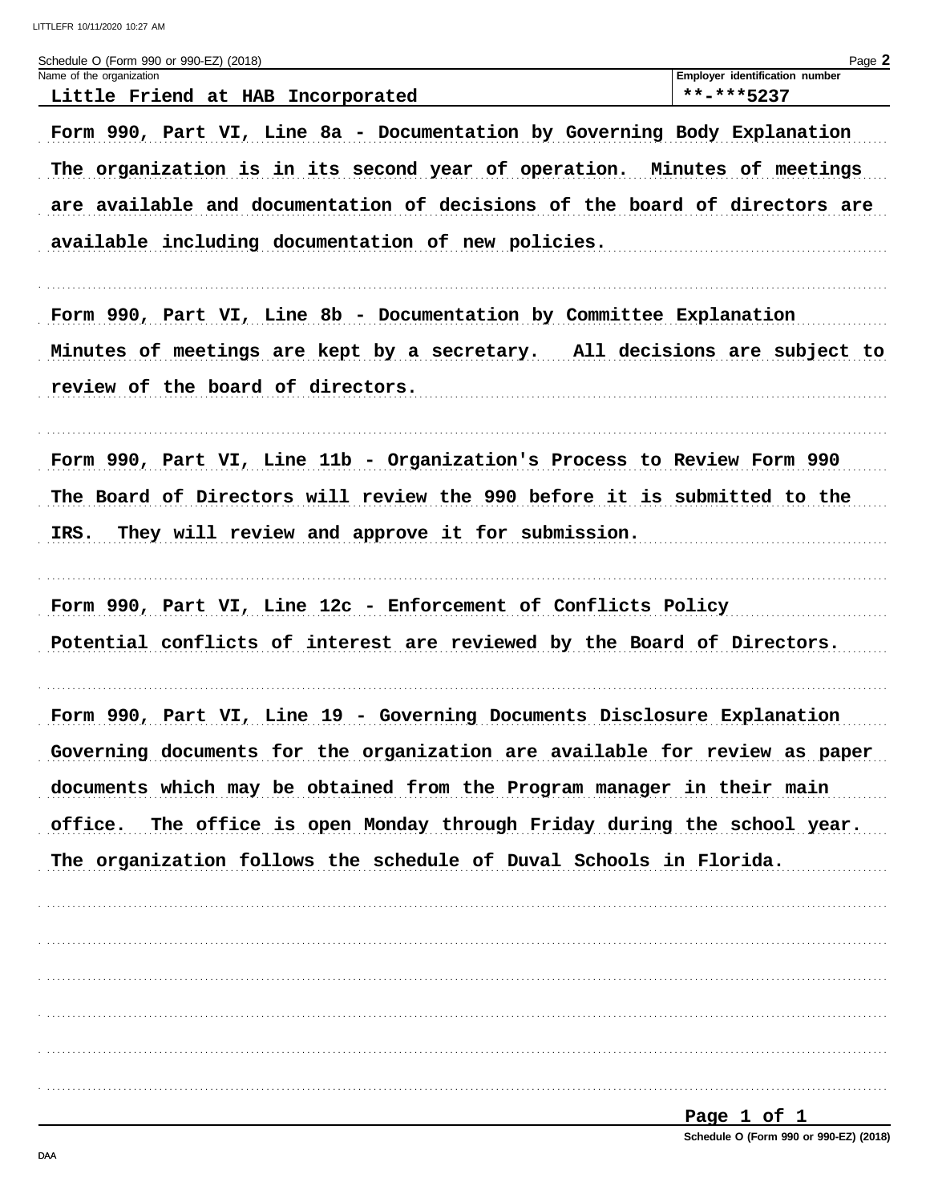Schedule O (Form 990 or 990-EZ) (2018)

| Name of the organization | Employer identification number |
| --- | --- |
| Little Friend at HAB Incorporated | **-***5237 |

**Form 990, Part VI, Line 8a - Documentation by Governing Body Explanation**

The organization is in its second year of operation. Minutes of meetings are available and documentation of decisions of the board of directors are available including documentation of new policies.

**Form 990, Part VI, Line 8b - Documentation by Committee Explanation**

Minutes of meetings are kept by a secretary. All decisions are subject to review of the board of directors.

**Form 990, Part VI, Line 11b - Organization's Process to Review Form 990**

The Board of Directors will review the 990 before it is submitted to the IRS. They will review and approve it for submission.

**Form 990, Part VI, Line 12c - Enforcement of Conflicts Policy**

Potential conflicts of interest are reviewed by the Board of Directors.

**Form 990, Part VI, Line 19 - Governing Documents Disclosure Explanation**

Governing documents for the organization are available for review as paper documents which may be obtained from the Program manager in their main office. The office is open Monday through Friday during the school year. The organization follows the schedule of Duval Schools in Florida.

Schedule O (Form 990 or 990-EZ) (2018)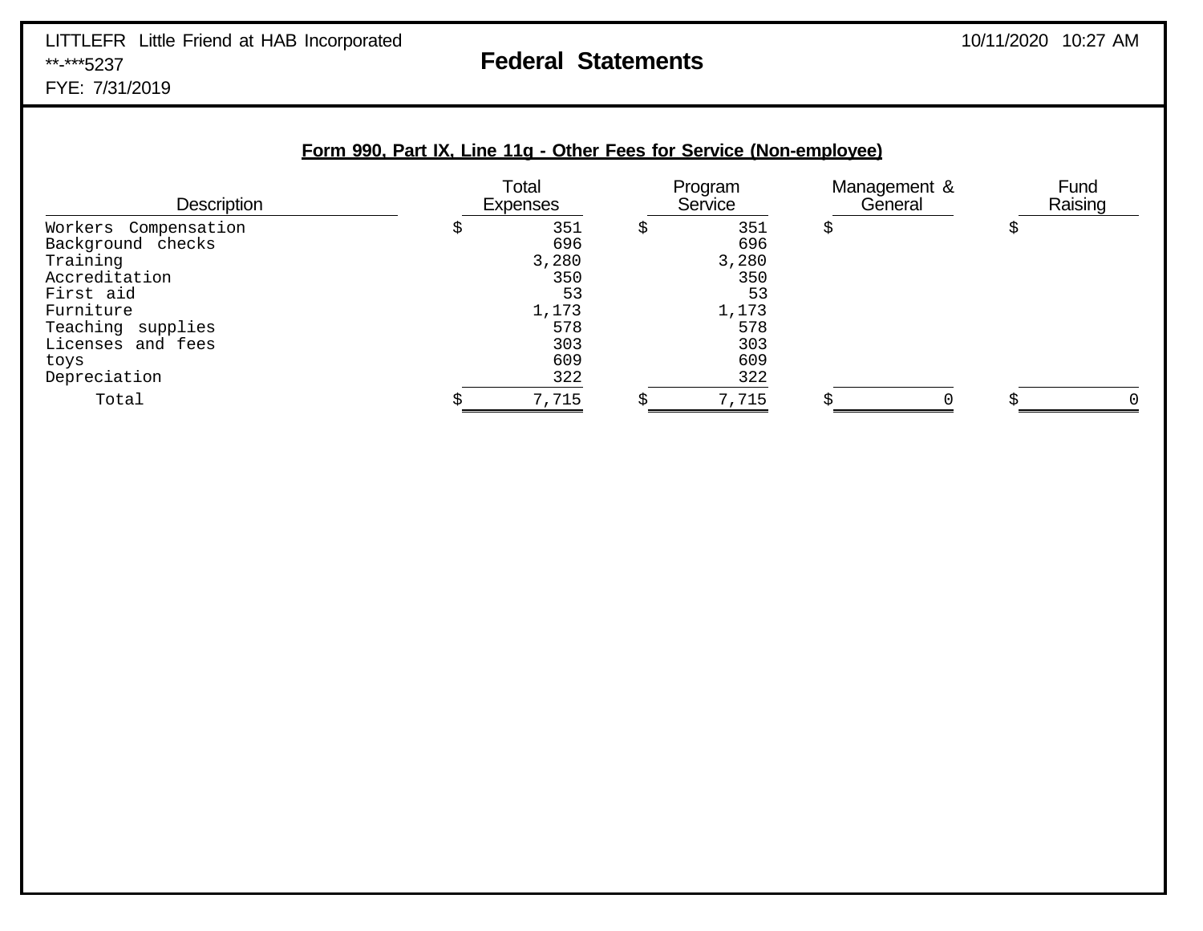LITTLEFR Little Friend at HAB Incorporated
**-***5237
FYE: 7/31/2019

# Federal Statements

10/11/2020 10:27 AM

## Form 990, Part IX, Line 11g - Other Fees for Service (Non-employee)

| Description | Total Expenses | Program Service | Management & General | Fund Raising |
|---|---|---|---|---|
| Workers Compensation | $ 351 | $ 351 | $ | $ |
| Background checks | 696 | 696 | | |
| Training | 3,280 | 3,280 | | |
| Accreditation | 350 | 350 | | |
| First aid | 53 | 53 | | |
| Furniture | 1,173 | 1,173 | | |
| Teaching supplies | 578 | 578 | | |
| Licenses and fees | 303 | 303 | | |
| toys | 609 | 609 | | |
| Depreciation | 322 | 322 | | |
| Total | $ 7,715 | $ 7,715 | $ 0 | $ 0 |